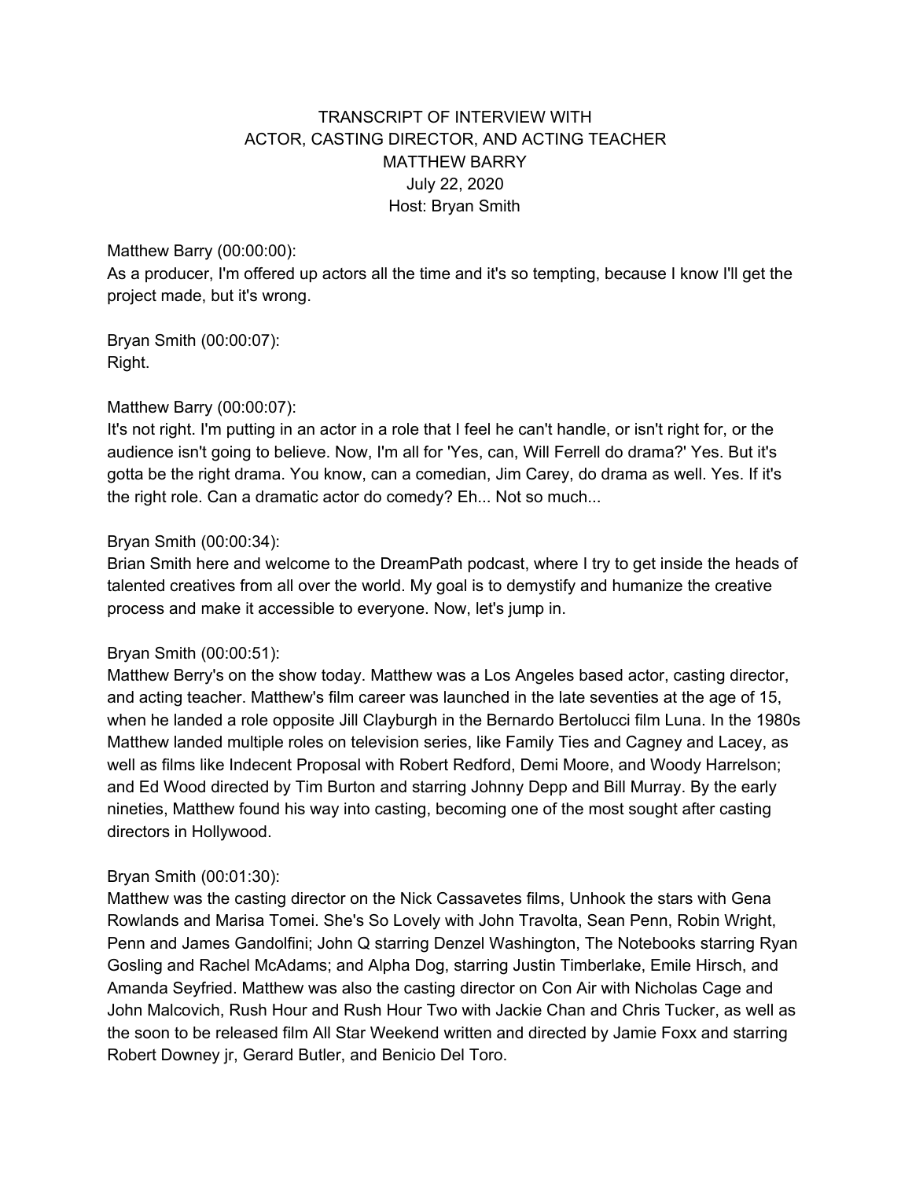# TRANSCRIPT OF INTERVIEW WITH
# ACTOR, CASTING DIRECTOR, AND ACTING TEACHER
# MATTHEW BARRY

July 22, 2020
Host: Bryan Smith

Matthew Barry (00:00:00):
As a producer, I'm offered up actors all the time and it's so tempting, because I know I'll get the project made, but it's wrong.

Bryan Smith (00:00:07):
Right.

Matthew Barry (00:00:07):
It's not right. I'm putting in an actor in a role that I feel he can't handle, or isn't right for, or the audience isn't going to believe. Now, I'm all for 'Yes, can, Will Ferrell do drama?' Yes. But it's gotta be the right drama. You know, can a comedian, Jim Carey, do drama as well. Yes. If it's the right role. Can a dramatic actor do comedy? Eh... Not so much...

Bryan Smith (00:00:34):
Brian Smith here and welcome to the DreamPath podcast, where I try to get inside the heads of talented creatives from all over the world. My goal is to demystify and humanize the creative process and make it accessible to everyone. Now, let's jump in.

Bryan Smith (00:00:51):
Matthew Berry's on the show today. Matthew was a Los Angeles based actor, casting director, and acting teacher. Matthew's film career was launched in the late seventies at the age of 15, when he landed a role opposite Jill Clayburgh in the Bernardo Bertolucci film Luna. In the 1980s Matthew landed multiple roles on television series, like Family Ties and Cagney and Lacey, as well as films like Indecent Proposal with Robert Redford, Demi Moore, and Woody Harrelson; and Ed Wood directed by Tim Burton and starring Johnny Depp and Bill Murray. By the early nineties, Matthew found his way into casting, becoming one of the most sought after casting directors in Hollywood.

Bryan Smith (00:01:30):
Matthew was the casting director on the Nick Cassavetes films, Unhook the stars with Gena Rowlands and Marisa Tomei. She's So Lovely with John Travolta, Sean Penn, Robin Wright, Penn and James Gandolfini; John Q starring Denzel Washington, The Notebooks starring Ryan Gosling and Rachel McAdams; and Alpha Dog, starring Justin Timberlake, Emile Hirsch, and Amanda Seyfried. Matthew was also the casting director on Con Air with Nicholas Cage and John Malcovich, Rush Hour and Rush Hour Two with Jackie Chan and Chris Tucker, as well as the soon to be released film All Star Weekend written and directed by Jamie Foxx and starring Robert Downey jr, Gerard Butler, and Benicio Del Toro.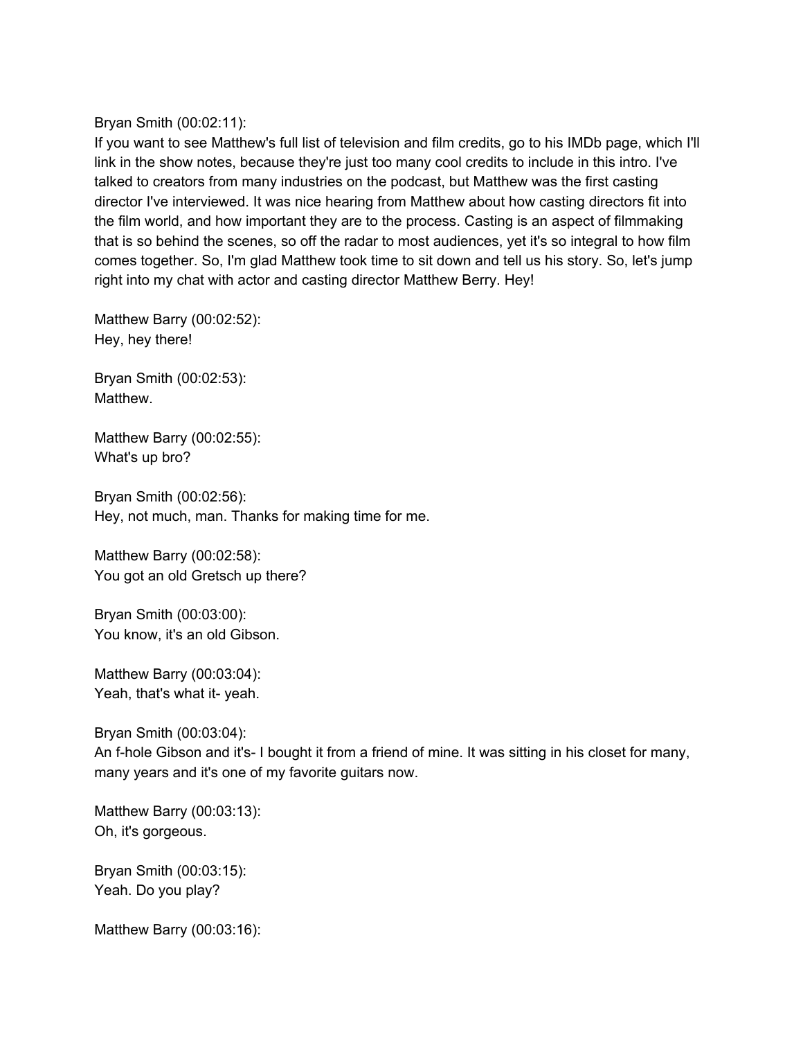Bryan Smith (00:02:11):
If you want to see Matthew's full list of television and film credits, go to his IMDb page, which I'll link in the show notes, because they're just too many cool credits to include in this intro. I've talked to creators from many industries on the podcast, but Matthew was the first casting director I've interviewed. It was nice hearing from Matthew about how casting directors fit into the film world, and how important they are to the process. Casting is an aspect of filmmaking that is so behind the scenes, so off the radar to most audiences, yet it's so integral to how film comes together. So, I'm glad Matthew took time to sit down and tell us his story. So, let's jump right into my chat with actor and casting director Matthew Berry. Hey!

Matthew Barry (00:02:52):
Hey, hey there!

Bryan Smith (00:02:53):
Matthew.

Matthew Barry (00:02:55):
What's up bro?

Bryan Smith (00:02:56):
Hey, not much, man. Thanks for making time for me.

Matthew Barry (00:02:58):
You got an old Gretsch up there?

Bryan Smith (00:03:00):
You know, it's an old Gibson.

Matthew Barry (00:03:04):
Yeah, that's what it- yeah.

Bryan Smith (00:03:04):
An f-hole Gibson and it's- I bought it from a friend of mine. It was sitting in his closet for many, many years and it's one of my favorite guitars now.

Matthew Barry (00:03:13):
Oh, it's gorgeous.

Bryan Smith (00:03:15):
Yeah. Do you play?

Matthew Barry (00:03:16):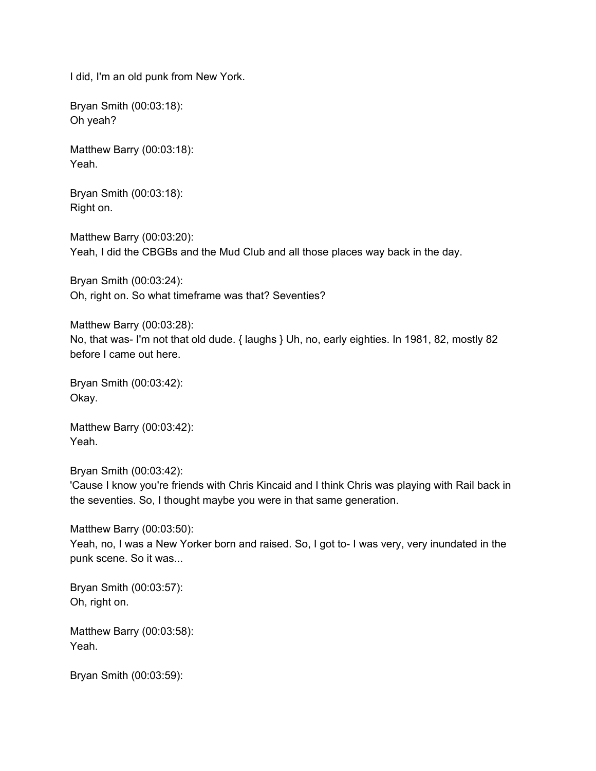I did, I'm an old punk from New York.

Bryan Smith (00:03:18):
Oh yeah?

Matthew Barry (00:03:18):
Yeah.

Bryan Smith (00:03:18):
Right on.

Matthew Barry (00:03:20):
Yeah, I did the CBGBs and the Mud Club and all those places way back in the day.

Bryan Smith (00:03:24):
Oh, right on. So what timeframe was that? Seventies?

Matthew Barry (00:03:28):
No, that was- I'm not that old dude. { laughs } Uh, no, early eighties. In 1981, 82, mostly 82 before I came out here.

Bryan Smith (00:03:42):
Okay.

Matthew Barry (00:03:42):
Yeah.

Bryan Smith (00:03:42):
'Cause I know you're friends with Chris Kincaid and I think Chris was playing with Rail back in the seventies. So, I thought maybe you were in that same generation.

Matthew Barry (00:03:50):
Yeah, no, I was a New Yorker born and raised. So, I got to- I was very, very inundated in the punk scene. So it was...

Bryan Smith (00:03:57):
Oh, right on.

Matthew Barry (00:03:58):
Yeah.

Bryan Smith (00:03:59):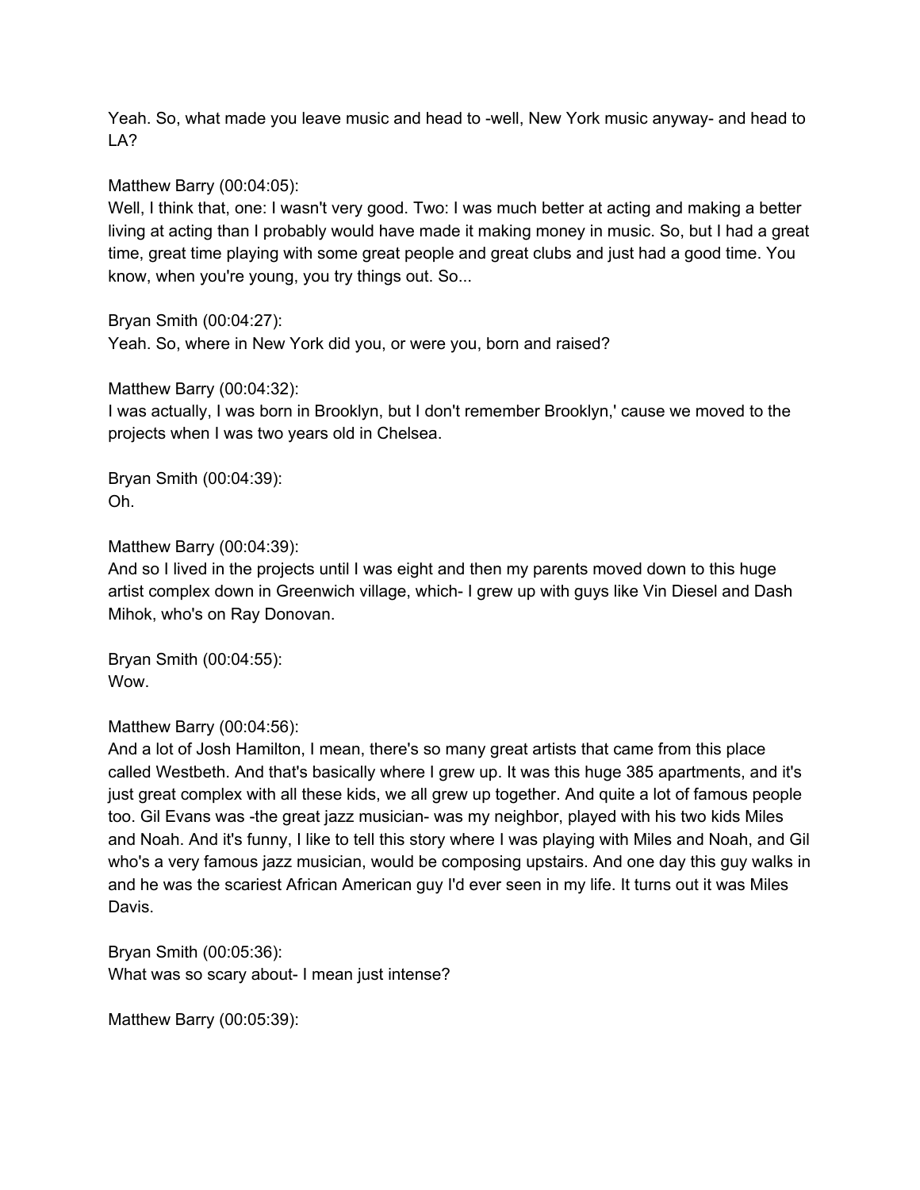Yeah. So, what made you leave music and head to -well, New York music anyway- and head to LA?

Matthew Barry (00:04:05):
Well, I think that, one: I wasn't very good. Two: I was much better at acting and making a better living at acting than I probably would have made it making money in music. So, but I had a great time, great time playing with some great people and great clubs and just had a good time. You know, when you're young, you try things out. So...

Bryan Smith (00:04:27):
Yeah. So, where in New York did you, or were you, born and raised?

Matthew Barry (00:04:32):
I was actually, I was born in Brooklyn, but I don't remember Brooklyn,' cause we moved to the projects when I was two years old in Chelsea.

Bryan Smith (00:04:39):
Oh.

Matthew Barry (00:04:39):
And so I lived in the projects until I was eight and then my parents moved down to this huge artist complex down in Greenwich village, which- I grew up with guys like Vin Diesel and Dash Mihok, who's on Ray Donovan.

Bryan Smith (00:04:55):
Wow.

Matthew Barry (00:04:56):
And a lot of Josh Hamilton, I mean, there's so many great artists that came from this place called Westbeth. And that's basically where I grew up. It was this huge 385 apartments, and it's just great complex with all these kids, we all grew up together. And quite a lot of famous people too. Gil Evans was -the great jazz musician- was my neighbor, played with his two kids Miles and Noah. And it's funny, I like to tell this story where I was playing with Miles and Noah, and Gil who's a very famous jazz musician, would be composing upstairs. And one day this guy walks in and he was the scariest African American guy I'd ever seen in my life. It turns out it was Miles Davis.

Bryan Smith (00:05:36):
What was so scary about- I mean just intense?

Matthew Barry (00:05:39):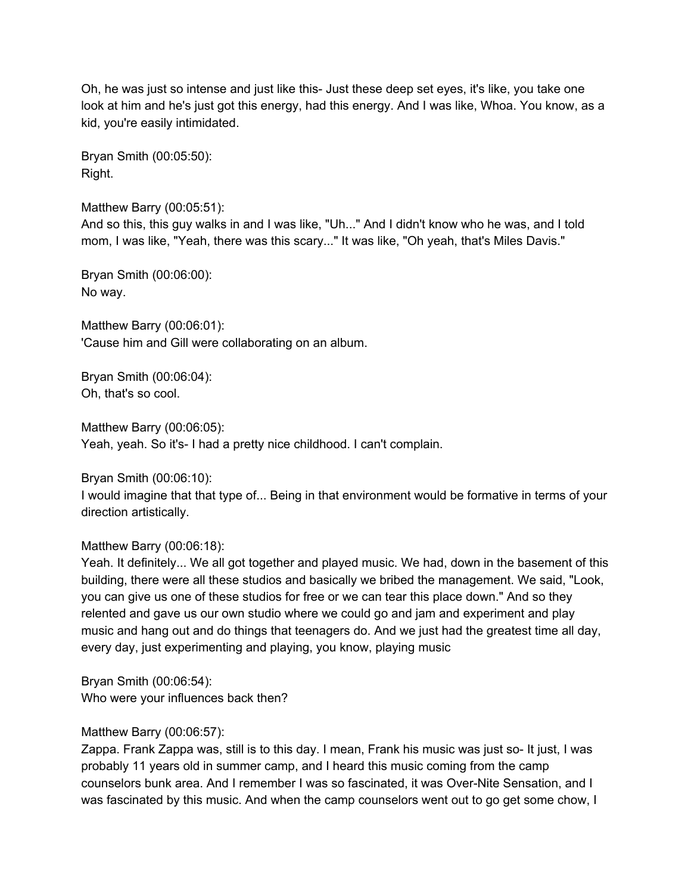Oh, he was just so intense and just like this- Just these deep set eyes, it's like, you take one look at him and he's just got this energy, had this energy. And I was like, Whoa. You know, as a kid, you're easily intimidated.

Bryan Smith (00:05:50):
Right.

Matthew Barry (00:05:51):
And so this, this guy walks in and I was like, "Uh..." And I didn't know who he was, and I told mom, I was like, "Yeah, there was this scary..." It was like, "Oh yeah, that's Miles Davis."

Bryan Smith (00:06:00):
No way.

Matthew Barry (00:06:01):
'Cause him and Gill were collaborating on an album.

Bryan Smith (00:06:04):
Oh, that's so cool.

Matthew Barry (00:06:05):
Yeah, yeah. So it's- I had a pretty nice childhood. I can't complain.

Bryan Smith (00:06:10):
I would imagine that that type of... Being in that environment would be formative in terms of your direction artistically.

Matthew Barry (00:06:18):
Yeah. It definitely... We all got together and played music. We had, down in the basement of this building, there were all these studios and basically we bribed the management. We said, "Look, you can give us one of these studios for free or we can tear this place down." And so they relented and gave us our own studio where we could go and jam and experiment and play music and hang out and do things that teenagers do. And we just had the greatest time all day, every day, just experimenting and playing, you know, playing music

Bryan Smith (00:06:54):
Who were your influences back then?

Matthew Barry (00:06:57):
Zappa. Frank Zappa was, still is to this day. I mean, Frank his music was just so- It just, I was probably 11 years old in summer camp, and I heard this music coming from the camp counselors bunk area. And I remember I was so fascinated, it was Over-Nite Sensation, and I was fascinated by this music. And when the camp counselors went out to go get some chow, I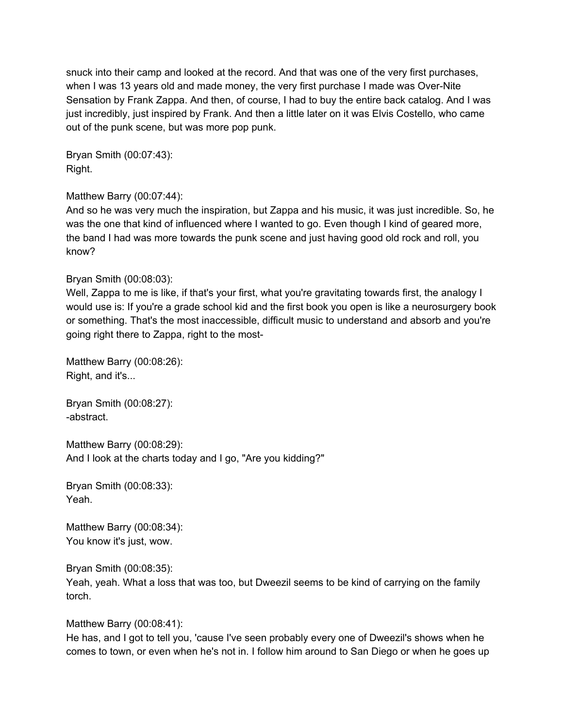snuck into their camp and looked at the record. And that was one of the very first purchases, when I was 13 years old and made money, the very first purchase I made was Over-Nite Sensation by Frank Zappa. And then, of course, I had to buy the entire back catalog. And I was just incredibly, just inspired by Frank. And then a little later on it was Elvis Costello, who came out of the punk scene, but was more pop punk.

Bryan Smith (00:07:43):
Right.

Matthew Barry (00:07:44):
And so he was very much the inspiration, but Zappa and his music, it was just incredible. So, he was the one that kind of influenced where I wanted to go. Even though I kind of geared more, the band I had was more towards the punk scene and just having good old rock and roll, you know?

Bryan Smith (00:08:03):
Well, Zappa to me is like, if that's your first, what you're gravitating towards first, the analogy I would use is: If you're a grade school kid and the first book you open is like a neurosurgery book or something. That's the most inaccessible, difficult music to understand and absorb and you're going right there to Zappa, right to the most-

Matthew Barry (00:08:26):
Right, and it's...

Bryan Smith (00:08:27):
-abstract.

Matthew Barry (00:08:29):
And I look at the charts today and I go, "Are you kidding?"

Bryan Smith (00:08:33):
Yeah.

Matthew Barry (00:08:34):
You know it's just, wow.

Bryan Smith (00:08:35):
Yeah, yeah. What a loss that was too, but Dweezil seems to be kind of carrying on the family torch.

Matthew Barry (00:08:41):
He has, and I got to tell you, 'cause I've seen probably every one of Dweezil's shows when he comes to town, or even when he's not in. I follow him around to San Diego or when he goes up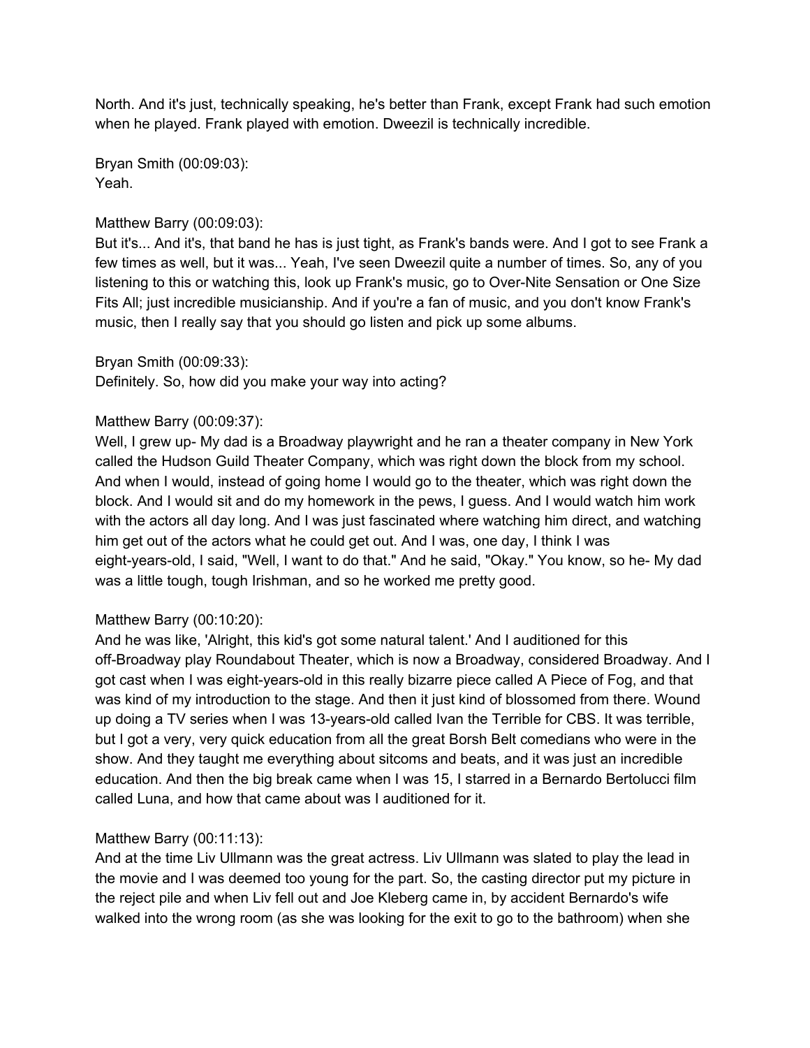North. And it's just, technically speaking, he's better than Frank, except Frank had such emotion when he played. Frank played with emotion. Dweezil is technically incredible.

Bryan Smith (00:09:03):
Yeah.

Matthew Barry (00:09:03):
But it's... And it's, that band he has is just tight, as Frank's bands were. And I got to see Frank a few times as well, but it was... Yeah, I've seen Dweezil quite a number of times. So, any of you listening to this or watching this, look up Frank's music, go to Over-Nite Sensation or One Size Fits All; just incredible musicianship. And if you're a fan of music, and you don't know Frank's music, then I really say that you should go listen and pick up some albums.

Bryan Smith (00:09:33):
Definitely. So, how did you make your way into acting?

Matthew Barry (00:09:37):
Well, I grew up- My dad is a Broadway playwright and he ran a theater company in New York called the Hudson Guild Theater Company, which was right down the block from my school. And when I would, instead of going home I would go to the theater, which was right down the block. And I would sit and do my homework in the pews, I guess. And I would watch him work with the actors all day long. And I was just fascinated where watching him direct, and watching him get out of the actors what he could get out. And I was, one day, I think I was eight-years-old, I said, "Well, I want to do that." And he said, "Okay." You know, so he- My dad was a little tough, tough Irishman, and so he worked me pretty good.

Matthew Barry (00:10:20):
And he was like, 'Alright, this kid's got some natural talent.' And I auditioned for this off-Broadway play Roundabout Theater, which is now a Broadway, considered Broadway. And I got cast when I was eight-years-old in this really bizarre piece called A Piece of Fog, and that was kind of my introduction to the stage. And then it just kind of blossomed from there. Wound up doing a TV series when I was 13-years-old called Ivan the Terrible for CBS. It was terrible, but I got a very, very quick education from all the great Borsh Belt comedians who were in the show. And they taught me everything about sitcoms and beats, and it was just an incredible education. And then the big break came when I was 15, I starred in a Bernardo Bertolucci film called Luna, and how that came about was I auditioned for it.

Matthew Barry (00:11:13):
And at the time Liv Ullmann was the great actress. Liv Ullmann was slated to play the lead in the movie and I was deemed too young for the part. So, the casting director put my picture in the reject pile and when Liv fell out and Joe Kleberg came in, by accident Bernardo's wife walked into the wrong room (as she was looking for the exit to go to the bathroom) when she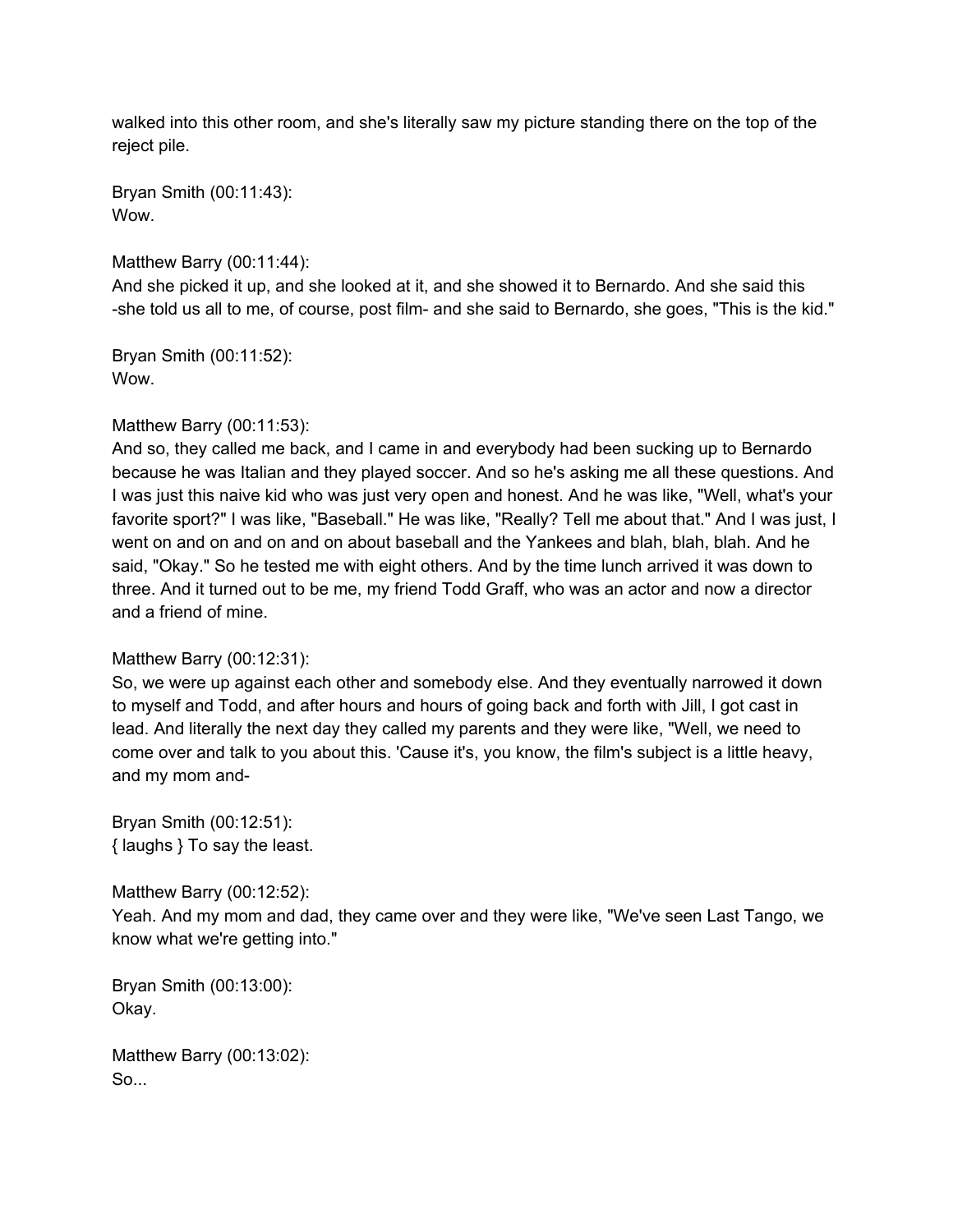walked into this other room, and she's literally saw my picture standing there on the top of the reject pile.

Bryan Smith (00:11:43):
Wow.

Matthew Barry (00:11:44):
And she picked it up, and she looked at it, and she showed it to Bernardo. And she said this -she told us all to me, of course, post film- and she said to Bernardo, she goes, "This is the kid."

Bryan Smith (00:11:52):
Wow.

Matthew Barry (00:11:53):
And so, they called me back, and I came in and everybody had been sucking up to Bernardo because he was Italian and they played soccer. And so he's asking me all these questions. And I was just this naive kid who was just very open and honest. And he was like, "Well, what's your favorite sport?" I was like, "Baseball." He was like, "Really? Tell me about that." And I was just, I went on and on and on and on about baseball and the Yankees and blah, blah, blah. And he said, "Okay." So he tested me with eight others. And by the time lunch arrived it was down to three. And it turned out to be me, my friend Todd Graff, who was an actor and now a director and a friend of mine.

Matthew Barry (00:12:31):
So, we were up against each other and somebody else. And they eventually narrowed it down to myself and Todd, and after hours and hours of going back and forth with Jill, I got cast in lead. And literally the next day they called my parents and they were like, "Well, we need to come over and talk to you about this. 'Cause it's, you know, the film's subject is a little heavy, and my mom and-

Bryan Smith (00:12:51):
{ laughs } To say the least.

Matthew Barry (00:12:52):
Yeah. And my mom and dad, they came over and they were like, "We've seen Last Tango, we know what we're getting into."

Bryan Smith (00:13:00):
Okay.

Matthew Barry (00:13:02):
So...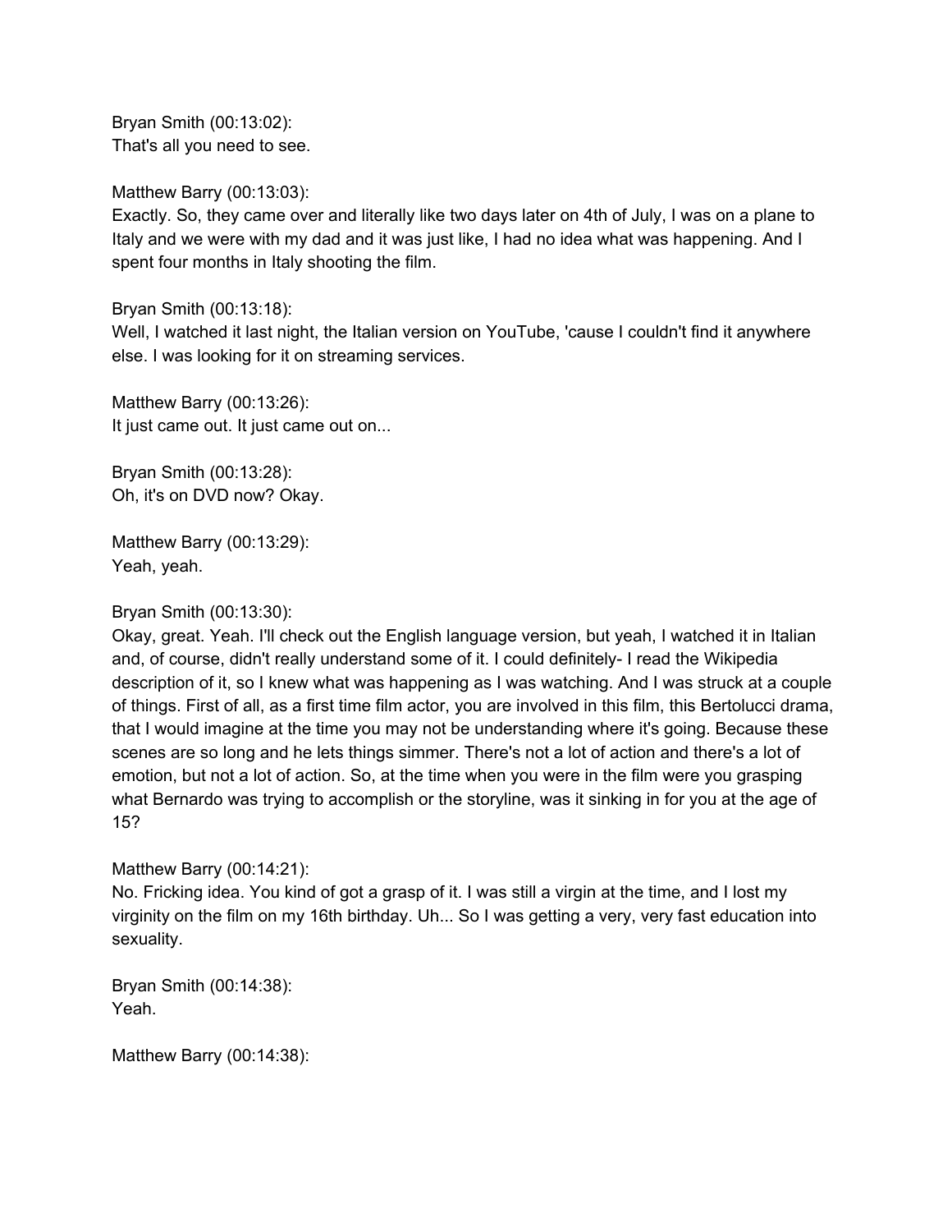Bryan Smith (00:13:02):
That's all you need to see.

Matthew Barry (00:13:03):
Exactly. So, they came over and literally like two days later on 4th of July, I was on a plane to Italy and we were with my dad and it was just like, I had no idea what was happening. And I spent four months in Italy shooting the film.

Bryan Smith (00:13:18):
Well, I watched it last night, the Italian version on YouTube, 'cause I couldn't find it anywhere else. I was looking for it on streaming services.

Matthew Barry (00:13:26):
It just came out. It just came out on...

Bryan Smith (00:13:28):
Oh, it's on DVD now? Okay.

Matthew Barry (00:13:29):
Yeah, yeah.

Bryan Smith (00:13:30):
Okay, great. Yeah. I'll check out the English language version, but yeah, I watched it in Italian and, of course, didn't really understand some of it. I could definitely- I read the Wikipedia description of it, so I knew what was happening as I was watching. And I was struck at a couple of things. First of all, as a first time film actor, you are involved in this film, this Bertolucci drama, that I would imagine at the time you may not be understanding where it's going. Because these scenes are so long and he lets things simmer. There's not a lot of action and there's a lot of emotion, but not a lot of action. So, at the time when you were in the film were you grasping what Bernardo was trying to accomplish or the storyline, was it sinking in for you at the age of 15?

Matthew Barry (00:14:21):
No. Fricking idea. You kind of got a grasp of it. I was still a virgin at the time, and I lost my virginity on the film on my 16th birthday. Uh... So I was getting a very, very fast education into sexuality.

Bryan Smith (00:14:38):
Yeah.

Matthew Barry (00:14:38):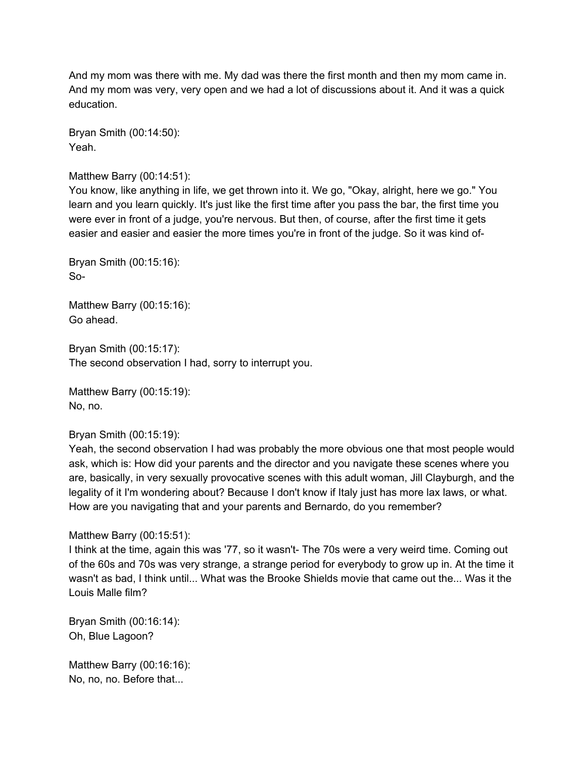And my mom was there with me. My dad was there the first month and then my mom came in. And my mom was very, very open and we had a lot of discussions about it. And it was a quick education.

Bryan Smith (00:14:50):
Yeah.

Matthew Barry (00:14:51):
You know, like anything in life, we get thrown into it. We go, "Okay, alright, here we go." You learn and you learn quickly. It's just like the first time after you pass the bar, the first time you were ever in front of a judge, you're nervous. But then, of course, after the first time it gets easier and easier and easier the more times you're in front of the judge. So it was kind of-

Bryan Smith (00:15:16):
So-

Matthew Barry (00:15:16):
Go ahead.

Bryan Smith (00:15:17):
The second observation I had, sorry to interrupt you.

Matthew Barry (00:15:19):
No, no.

Bryan Smith (00:15:19):
Yeah, the second observation I had was probably the more obvious one that most people would ask, which is: How did your parents and the director and you navigate these scenes where you are, basically, in very sexually provocative scenes with this adult woman, Jill Clayburgh, and the legality of it I'm wondering about? Because I don't know if Italy just has more lax laws, or what. How are you navigating that and your parents and Bernardo, do you remember?

Matthew Barry (00:15:51):
I think at the time, again this was '77, so it wasn't- The 70s were a very weird time. Coming out of the 60s and 70s was very strange, a strange period for everybody to grow up in. At the time it wasn't as bad, I think until... What was the Brooke Shields movie that came out the... Was it the Louis Malle film?

Bryan Smith (00:16:14):
Oh, Blue Lagoon?

Matthew Barry (00:16:16):
No, no, no. Before that...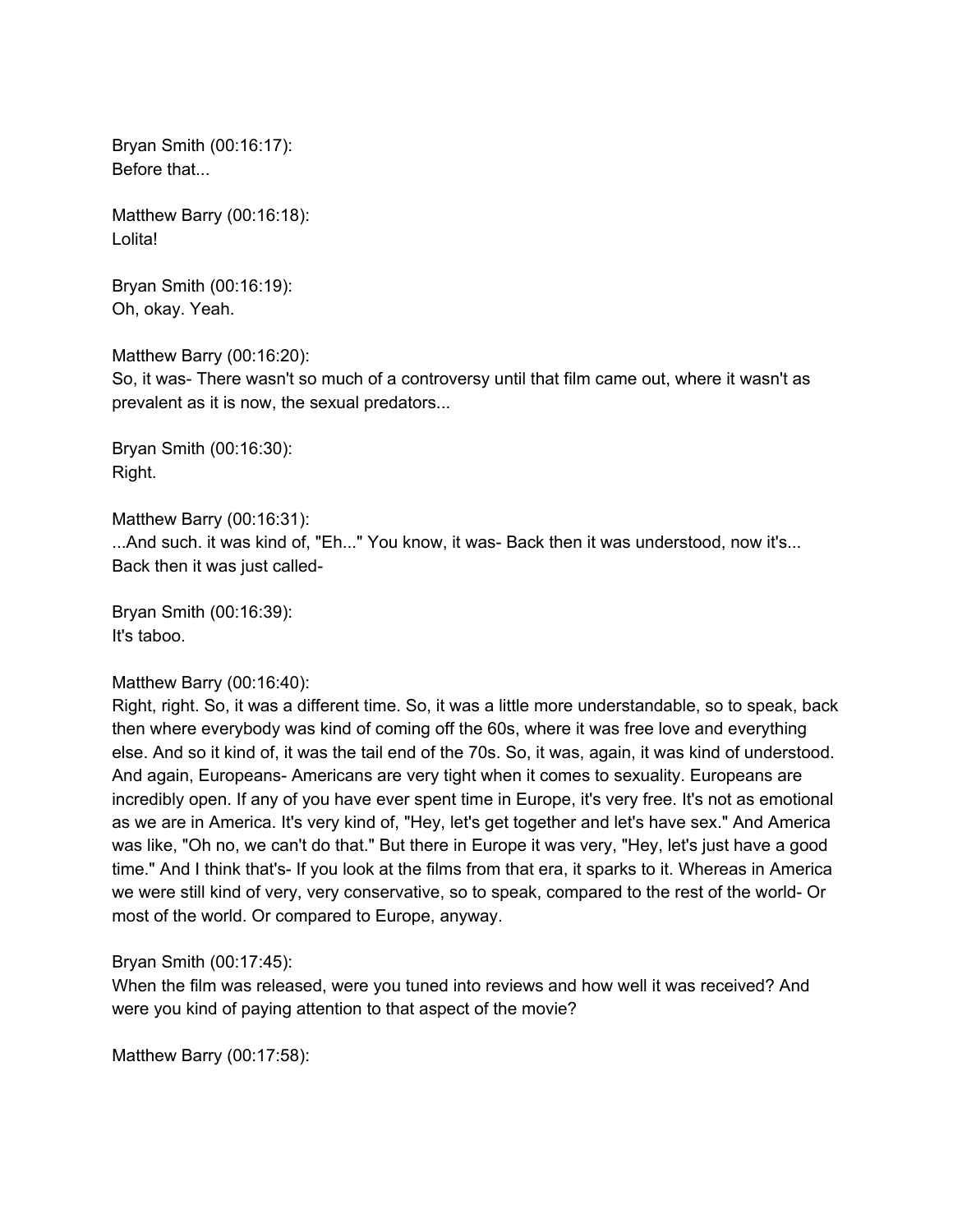Bryan Smith (00:16:17):
Before that...

Matthew Barry (00:16:18):
Lolita!

Bryan Smith (00:16:19):
Oh, okay. Yeah.

Matthew Barry (00:16:20):
So, it was- There wasn't so much of a controversy until that film came out, where it wasn't as prevalent as it is now, the sexual predators...

Bryan Smith (00:16:30):
Right.

Matthew Barry (00:16:31):
...And such. it was kind of, "Eh..." You know, it was- Back then it was understood, now it's... Back then it was just called-

Bryan Smith (00:16:39):
It's taboo.

Matthew Barry (00:16:40):
Right, right. So, it was a different time. So, it was a little more understandable, so to speak, back then where everybody was kind of coming off the 60s, where it was free love and everything else. And so it kind of, it was the tail end of the 70s. So, it was, again, it was kind of understood. And again, Europeans- Americans are very tight when it comes to sexuality. Europeans are incredibly open. If any of you have ever spent time in Europe, it's very free. It's not as emotional as we are in America. It's very kind of, "Hey, let's get together and let's have sex." And America was like, "Oh no, we can't do that." But there in Europe it was very, "Hey, let's just have a good time." And I think that's- If you look at the films from that era, it sparks to it. Whereas in America we were still kind of very, very conservative, so to speak, compared to the rest of the world- Or most of the world. Or compared to Europe, anyway.

Bryan Smith (00:17:45):
When the film was released, were you tuned into reviews and how well it was received? And were you kind of paying attention to that aspect of the movie?

Matthew Barry (00:17:58):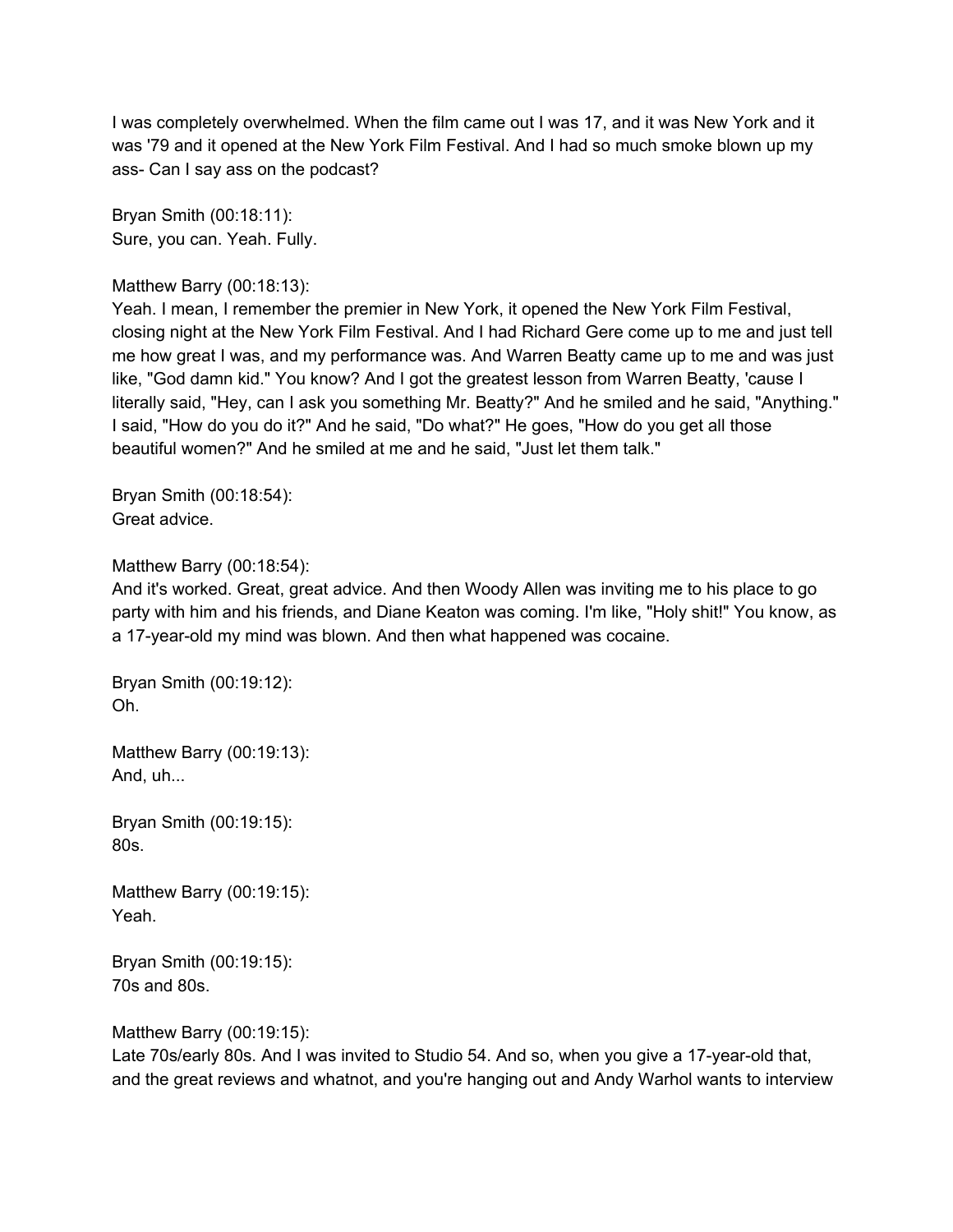I was completely overwhelmed. When the film came out I was 17, and it was New York and it was '79 and it opened at the New York Film Festival. And I had so much smoke blown up my ass- Can I say ass on the podcast?

Bryan Smith (00:18:11):
Sure, you can. Yeah. Fully.

Matthew Barry (00:18:13):
Yeah. I mean, I remember the premier in New York, it opened the New York Film Festival, closing night at the New York Film Festival. And I had Richard Gere come up to me and just tell me how great I was, and my performance was. And Warren Beatty came up to me and was just like, "God damn kid." You know? And I got the greatest lesson from Warren Beatty, 'cause I literally said, "Hey, can I ask you something Mr. Beatty?" And he smiled and he said, "Anything." I said, "How do you do it?" And he said, "Do what?" He goes, "How do you get all those beautiful women?" And he smiled at me and he said, "Just let them talk."

Bryan Smith (00:18:54):
Great advice.

Matthew Barry (00:18:54):
And it's worked. Great, great advice. And then Woody Allen was inviting me to his place to go party with him and his friends, and Diane Keaton was coming. I'm like, "Holy shit!" You know, as a 17-year-old my mind was blown. And then what happened was cocaine.

Bryan Smith (00:19:12):
Oh.

Matthew Barry (00:19:13):
And, uh...

Bryan Smith (00:19:15):
80s.

Matthew Barry (00:19:15):
Yeah.

Bryan Smith (00:19:15):
70s and 80s.

Matthew Barry (00:19:15):
Late 70s/early 80s. And I was invited to Studio 54. And so, when you give a 17-year-old that, and the great reviews and whatnot, and you're hanging out and Andy Warhol wants to interview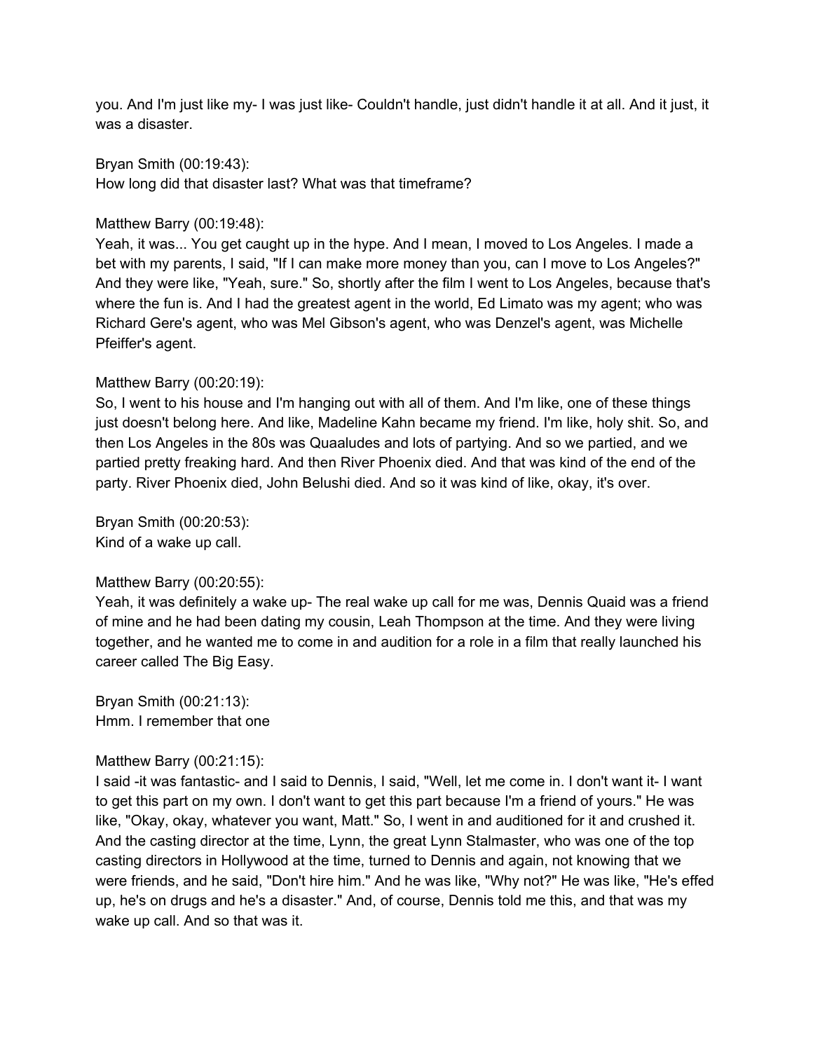you. And I'm just like my- I was just like- Couldn't handle, just didn't handle it at all. And it just, it was a disaster.

Bryan Smith (00:19:43):
How long did that disaster last? What was that timeframe?

Matthew Barry (00:19:48):
Yeah, it was... You get caught up in the hype. And I mean, I moved to Los Angeles. I made a bet with my parents, I said, "If I can make more money than you, can I move to Los Angeles?" And they were like, "Yeah, sure." So, shortly after the film I went to Los Angeles, because that's where the fun is. And I had the greatest agent in the world, Ed Limato was my agent; who was Richard Gere's agent, who was Mel Gibson's agent, who was Denzel's agent, was Michelle Pfeiffer's agent.

Matthew Barry (00:20:19):
So, I went to his house and I'm hanging out with all of them. And I'm like, one of these things just doesn't belong here. And like, Madeline Kahn became my friend. I'm like, holy shit. So, and then Los Angeles in the 80s was Quaaludes and lots of partying. And so we partied, and we partied pretty freaking hard. And then River Phoenix died. And that was kind of the end of the party. River Phoenix died, John Belushi died. And so it was kind of like, okay, it's over.

Bryan Smith (00:20:53):
Kind of a wake up call.

Matthew Barry (00:20:55):
Yeah, it was definitely a wake up- The real wake up call for me was, Dennis Quaid was a friend of mine and he had been dating my cousin, Leah Thompson at the time. And they were living together, and he wanted me to come in and audition for a role in a film that really launched his career called The Big Easy.

Bryan Smith (00:21:13):
Hmm. I remember that one

Matthew Barry (00:21:15):
I said -it was fantastic- and I said to Dennis, I said, "Well, let me come in. I don't want it- I want to get this part on my own. I don't want to get this part because I'm a friend of yours." He was like, "Okay, okay, whatever you want, Matt." So, I went in and auditioned for it and crushed it. And the casting director at the time, Lynn, the great Lynn Stalmaster, who was one of the top casting directors in Hollywood at the time, turned to Dennis and again, not knowing that we were friends, and he said, "Don't hire him." And he was like, "Why not?" He was like, "He's effed up, he's on drugs and he's a disaster." And, of course, Dennis told me this, and that was my wake up call. And so that was it.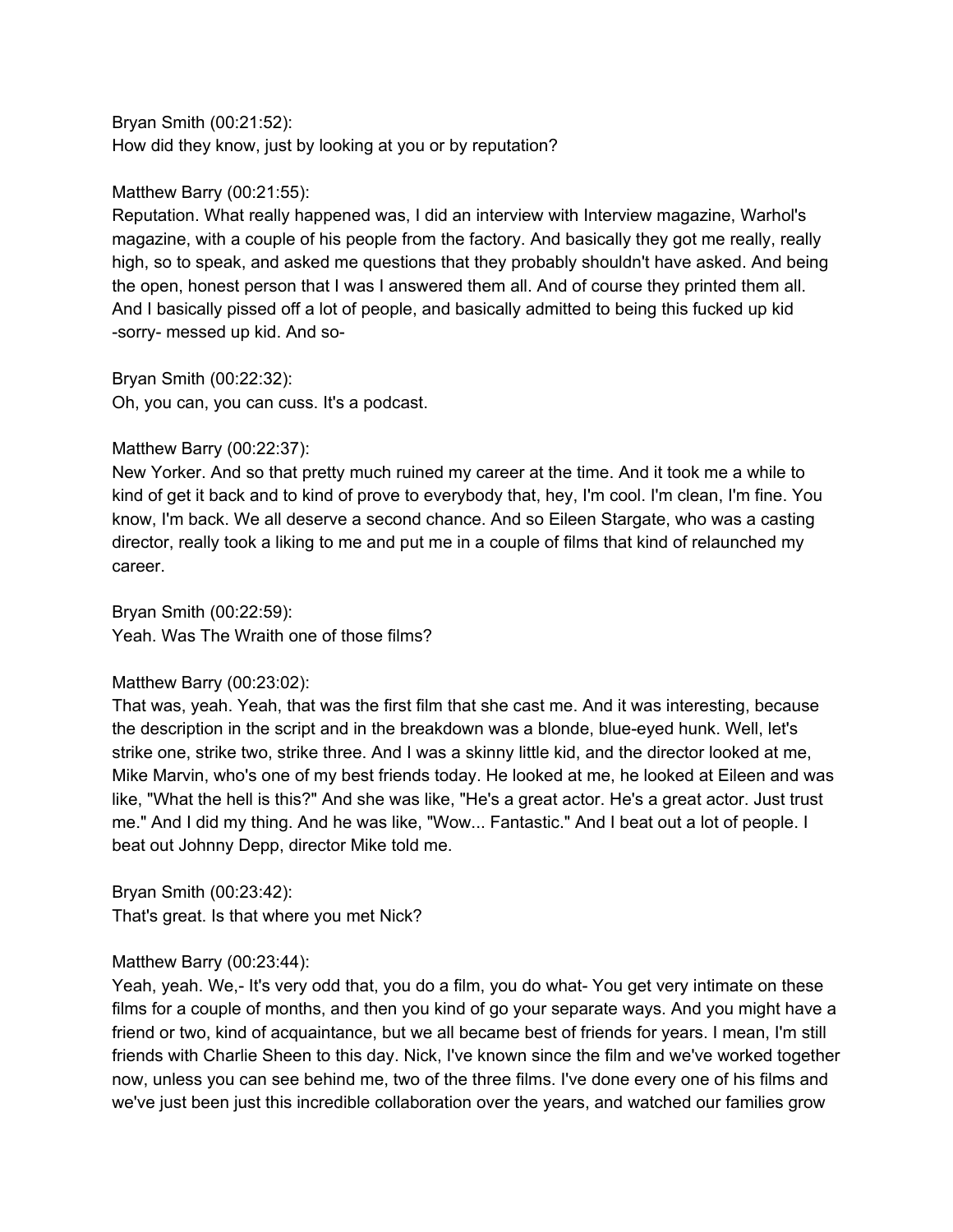Bryan Smith (00:21:52):
How did they know, just by looking at you or by reputation?

Matthew Barry (00:21:55):
Reputation. What really happened was, I did an interview with Interview magazine, Warhol's magazine, with a couple of his people from the factory. And basically they got me really, really high, so to speak, and asked me questions that they probably shouldn't have asked. And being the open, honest person that I was I answered them all. And of course they printed them all. And I basically pissed off a lot of people, and basically admitted to being this fucked up kid -sorry- messed up kid. And so-

Bryan Smith (00:22:32):
Oh, you can, you can cuss. It's a podcast.

Matthew Barry (00:22:37):
New Yorker. And so that pretty much ruined my career at the time. And it took me a while to kind of get it back and to kind of prove to everybody that, hey, I'm cool. I'm clean, I'm fine. You know, I'm back. We all deserve a second chance. And so Eileen Stargate, who was a casting director, really took a liking to me and put me in a couple of films that kind of relaunched my career.

Bryan Smith (00:22:59):
Yeah. Was The Wraith one of those films?

Matthew Barry (00:23:02):
That was, yeah. Yeah, that was the first film that she cast me. And it was interesting, because the description in the script and in the breakdown was a blonde, blue-eyed hunk. Well, let's strike one, strike two, strike three. And I was a skinny little kid, and the director looked at me, Mike Marvin, who's one of my best friends today. He looked at me, he looked at Eileen and was like, "What the hell is this?" And she was like, "He's a great actor. He's a great actor. Just trust me." And I did my thing. And he was like, "Wow... Fantastic." And I beat out a lot of people. I beat out Johnny Depp, director Mike told me.

Bryan Smith (00:23:42):
That's great. Is that where you met Nick?

Matthew Barry (00:23:44):
Yeah, yeah. We,- It's very odd that, you do a film, you do what- You get very intimate on these films for a couple of months, and then you kind of go your separate ways. And you might have a friend or two, kind of acquaintance, but we all became best of friends for years. I mean, I'm still friends with Charlie Sheen to this day. Nick, I've known since the film and we've worked together now, unless you can see behind me, two of the three films. I've done every one of his films and we've just been just this incredible collaboration over the years, and watched our families grow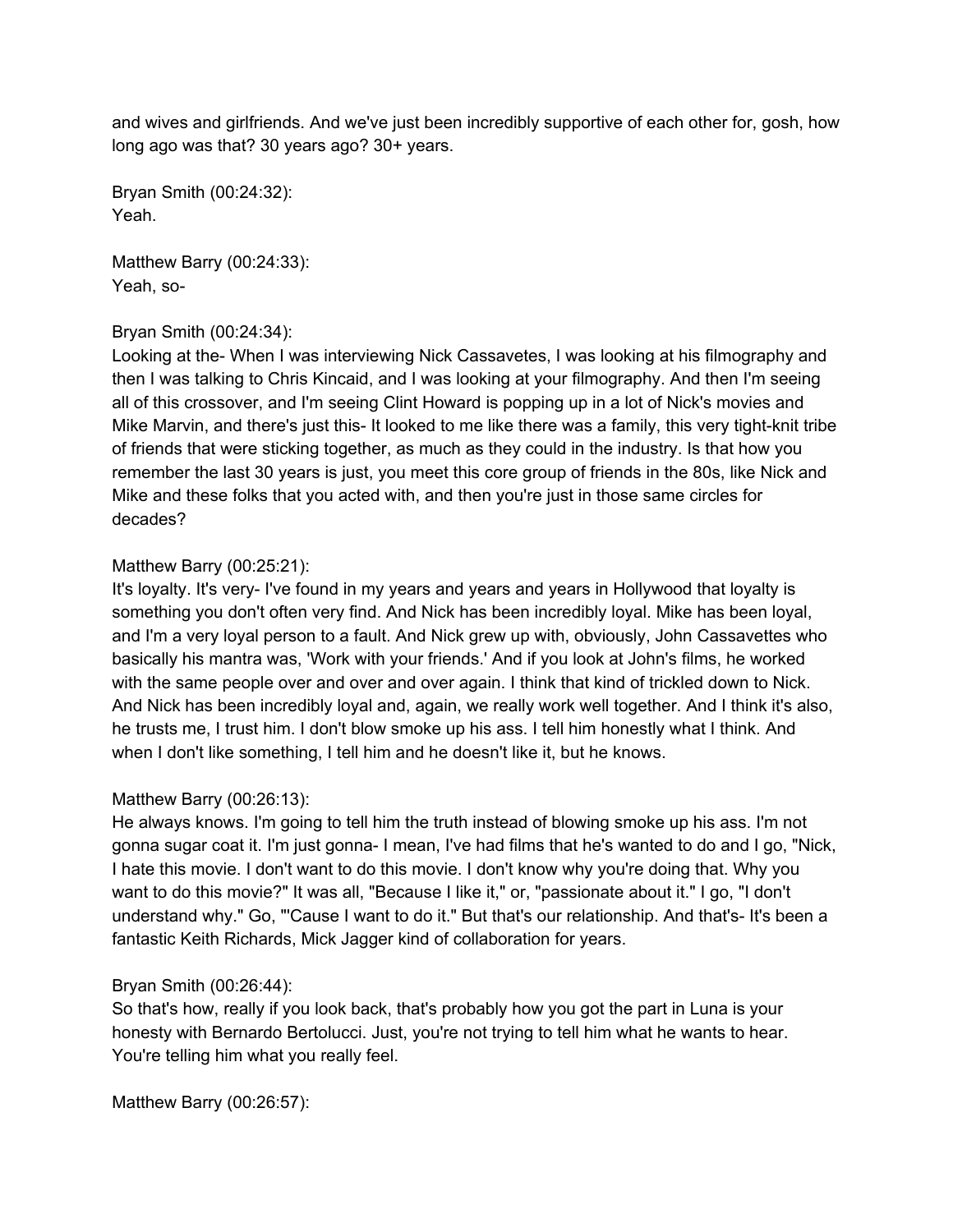and wives and girlfriends. And we've just been incredibly supportive of each other for, gosh, how long ago was that? 30 years ago? 30+ years.

Bryan Smith (00:24:32):
Yeah.

Matthew Barry (00:24:33):
Yeah, so-

Bryan Smith (00:24:34):
Looking at the- When I was interviewing Nick Cassavetes, I was looking at his filmography and then I was talking to Chris Kincaid, and I was looking at your filmography. And then I'm seeing all of this crossover, and I'm seeing Clint Howard is popping up in a lot of Nick's movies and Mike Marvin, and there's just this- It looked to me like there was a family, this very tight-knit tribe of friends that were sticking together, as much as they could in the industry. Is that how you remember the last 30 years is just, you meet this core group of friends in the 80s, like Nick and Mike and these folks that you acted with, and then you're just in those same circles for decades?

Matthew Barry (00:25:21):
It's loyalty. It's very- I've found in my years and years and years in Hollywood that loyalty is something you don't often very find. And Nick has been incredibly loyal. Mike has been loyal, and I'm a very loyal person to a fault. And Nick grew up with, obviously, John Cassavettes who basically his mantra was, 'Work with your friends.' And if you look at John's films, he worked with the same people over and over and over again. I think that kind of trickled down to Nick. And Nick has been incredibly loyal and, again, we really work well together. And I think it's also, he trusts me, I trust him. I don't blow smoke up his ass. I tell him honestly what I think. And when I don't like something, I tell him and he doesn't like it, but he knows.

Matthew Barry (00:26:13):
He always knows. I'm going to tell him the truth instead of blowing smoke up his ass. I'm not gonna sugar coat it. I'm just gonna- I mean, I've had films that he's wanted to do and I go, "Nick, I hate this movie. I don't want to do this movie. I don't know why you're doing that. Why you want to do this movie?" It was all, "Because I like it," or, "passionate about it." I go, "I don't understand why." Go, "'Cause I want to do it." But that's our relationship. And that's- It's been a fantastic Keith Richards, Mick Jagger kind of collaboration for years.

Bryan Smith (00:26:44):
So that's how, really if you look back, that's probably how you got the part in Luna is your honesty with Bernardo Bertolucci. Just, you're not trying to tell him what he wants to hear. You're telling him what you really feel.

Matthew Barry (00:26:57):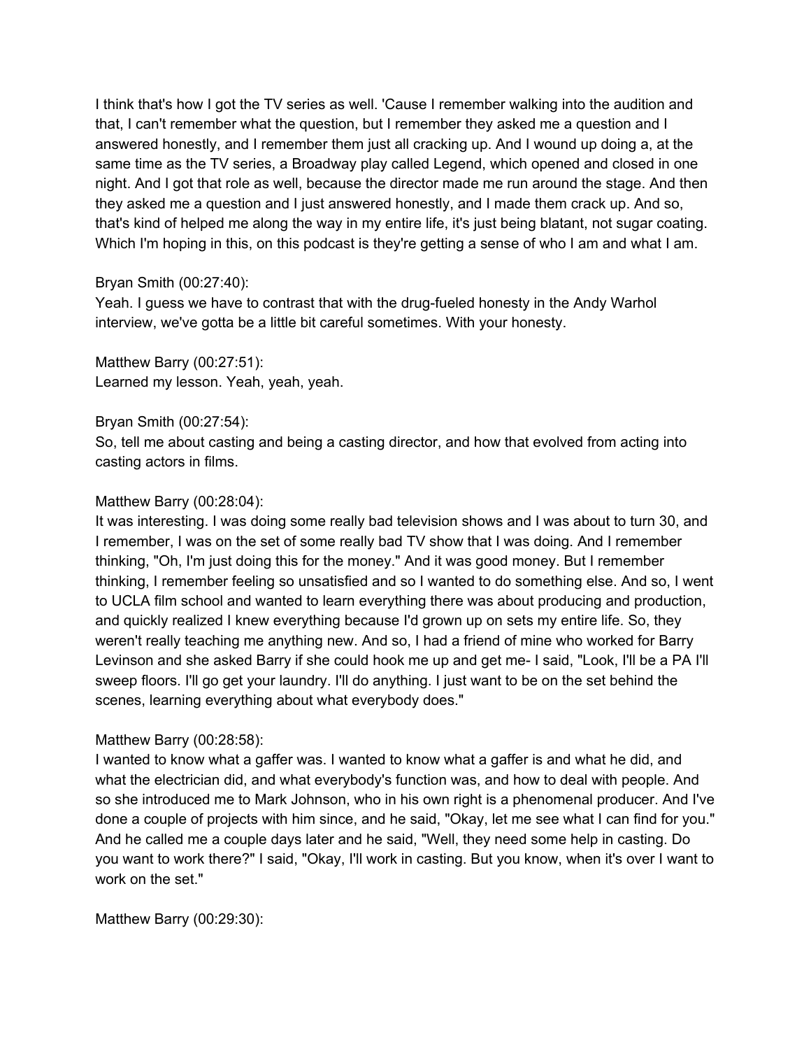I think that's how I got the TV series as well. 'Cause I remember walking into the audition and that, I can't remember what the question, but I remember they asked me a question and I answered honestly, and I remember them just all cracking up. And I wound up doing a, at the same time as the TV series, a Broadway play called Legend, which opened and closed in one night. And I got that role as well, because the director made me run around the stage. And then they asked me a question and I just answered honestly, and I made them crack up. And so, that's kind of helped me along the way in my entire life, it's just being blatant, not sugar coating. Which I'm hoping in this, on this podcast is they're getting a sense of who I am and what I am.

Bryan Smith (00:27:40):
Yeah. I guess we have to contrast that with the drug-fueled honesty in the Andy Warhol interview, we've gotta be a little bit careful sometimes. With your honesty.

Matthew Barry (00:27:51):
Learned my lesson. Yeah, yeah, yeah.

Bryan Smith (00:27:54):
So, tell me about casting and being a casting director, and how that evolved from acting into casting actors in films.

Matthew Barry (00:28:04):
It was interesting. I was doing some really bad television shows and I was about to turn 30, and I remember, I was on the set of some really bad TV show that I was doing. And I remember thinking, "Oh, I'm just doing this for the money." And it was good money. But I remember thinking, I remember feeling so unsatisfied and so I wanted to do something else. And so, I went to UCLA film school and wanted to learn everything there was about producing and production, and quickly realized I knew everything because I'd grown up on sets my entire life. So, they weren't really teaching me anything new. And so, I had a friend of mine who worked for Barry Levinson and she asked Barry if she could hook me up and get me- I said, "Look, I'll be a PA I'll sweep floors. I'll go get your laundry. I'll do anything. I just want to be on the set behind the scenes, learning everything about what everybody does."

Matthew Barry (00:28:58):
I wanted to know what a gaffer was. I wanted to know what a gaffer is and what he did, and what the electrician did, and what everybody's function was, and how to deal with people. And so she introduced me to Mark Johnson, who in his own right is a phenomenal producer. And I've done a couple of projects with him since, and he said, "Okay, let me see what I can find for you." And he called me a couple days later and he said, "Well, they need some help in casting. Do you want to work there?" I said, "Okay, I'll work in casting. But you know, when it's over I want to work on the set."

Matthew Barry (00:29:30):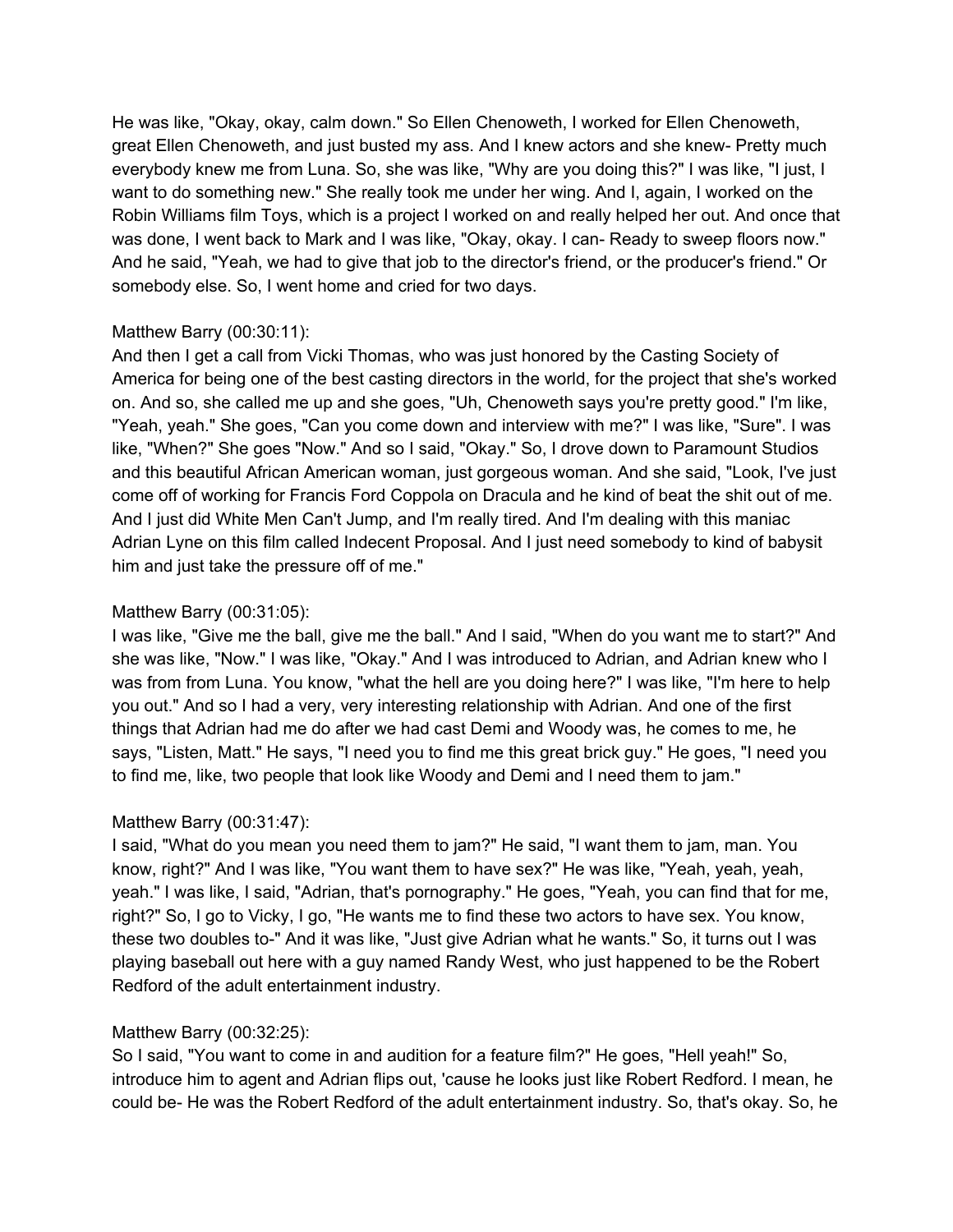He was like, "Okay, okay, calm down." So Ellen Chenoweth, I worked for Ellen Chenoweth, great Ellen Chenoweth, and just busted my ass. And I knew actors and she knew- Pretty much everybody knew me from Luna. So, she was like, "Why are you doing this?" I was like, "I just, I want to do something new." She really took me under her wing. And I, again, I worked on the Robin Williams film Toys, which is a project I worked on and really helped her out. And once that was done, I went back to Mark and I was like, "Okay, okay. I can- Ready to sweep floors now." And he said, "Yeah, we had to give that job to the director's friend, or the producer's friend." Or somebody else. So, I went home and cried for two days.

Matthew Barry (00:30:11):
And then I get a call from Vicki Thomas, who was just honored by the Casting Society of America for being one of the best casting directors in the world, for the project that she's worked on. And so, she called me up and she goes, "Uh, Chenoweth says you're pretty good." I'm like, "Yeah, yeah." She goes, "Can you come down and interview with me?" I was like, "Sure". I was like, "When?" She goes "Now." And so I said, "Okay." So, I drove down to Paramount Studios and this beautiful African American woman, just gorgeous woman. And she said, "Look, I've just come off of working for Francis Ford Coppola on Dracula and he kind of beat the shit out of me. And I just did White Men Can't Jump, and I'm really tired. And I'm dealing with this maniac Adrian Lyne on this film called Indecent Proposal. And I just need somebody to kind of babysit him and just take the pressure off of me."

Matthew Barry (00:31:05):
I was like, "Give me the ball, give me the ball." And I said, "When do you want me to start?" And she was like, "Now." I was like, "Okay." And I was introduced to Adrian, and Adrian knew who I was from from Luna. You know, "what the hell are you doing here?" I was like, "I'm here to help you out." And so I had a very, very interesting relationship with Adrian. And one of the first things that Adrian had me do after we had cast Demi and Woody was, he comes to me, he says, "Listen, Matt." He says, "I need you to find me this great brick guy." He goes, "I need you to find me, like, two people that look like Woody and Demi and I need them to jam."

Matthew Barry (00:31:47):
I said, "What do you mean you need them to jam?" He said, "I want them to jam, man. You know, right?" And I was like, "You want them to have sex?" He was like, "Yeah, yeah, yeah, yeah." I was like, I said, "Adrian, that's pornography." He goes, "Yeah, you can find that for me, right?" So, I go to Vicky, I go, "He wants me to find these two actors to have sex. You know, these two doubles to-" And it was like, "Just give Adrian what he wants." So, it turns out I was playing baseball out here with a guy named Randy West, who just happened to be the Robert Redford of the adult entertainment industry.

Matthew Barry (00:32:25):
So I said, "You want to come in and audition for a feature film?" He goes, "Hell yeah!" So, introduce him to agent and Adrian flips out, 'cause he looks just like Robert Redford. I mean, he could be- He was the Robert Redford of the adult entertainment industry. So, that's okay. So, he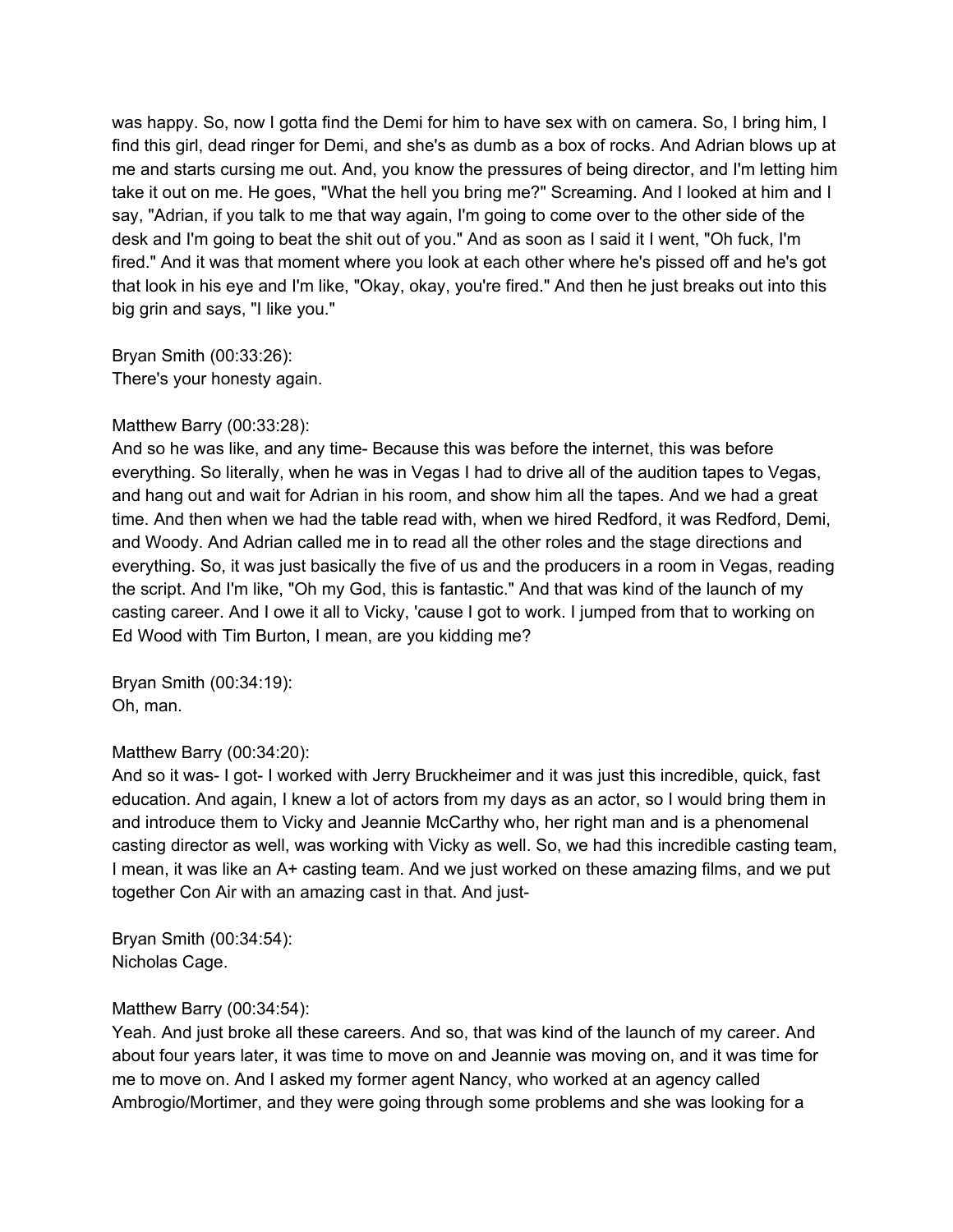was happy. So, now I gotta find the Demi for him to have sex with on camera. So, I bring him, I find this girl, dead ringer for Demi, and she's as dumb as a box of rocks. And Adrian blows up at me and starts cursing me out. And, you know the pressures of being director, and I'm letting him take it out on me. He goes, "What the hell you bring me?" Screaming. And I looked at him and I say, "Adrian, if you talk to me that way again, I'm going to come over to the other side of the desk and I'm going to beat the shit out of you." And as soon as I said it I went, "Oh fuck, I'm fired." And it was that moment where you look at each other where he's pissed off and he's got that look in his eye and I'm like, "Okay, okay, you're fired." And then he just breaks out into this big grin and says, "I like you."

Bryan Smith (00:33:26):
There's your honesty again.

Matthew Barry (00:33:28):
And so he was like, and any time- Because this was before the internet, this was before everything. So literally, when he was in Vegas I had to drive all of the audition tapes to Vegas, and hang out and wait for Adrian in his room, and show him all the tapes. And we had a great time. And then when we had the table read with, when we hired Redford, it was Redford, Demi, and Woody. And Adrian called me in to read all the other roles and the stage directions and everything. So, it was just basically the five of us and the producers in a room in Vegas, reading the script. And I'm like, "Oh my God, this is fantastic." And that was kind of the launch of my casting career. And I owe it all to Vicky, 'cause I got to work. I jumped from that to working on Ed Wood with Tim Burton, I mean, are you kidding me?

Bryan Smith (00:34:19):
Oh, man.

Matthew Barry (00:34:20):
And so it was- I got- I worked with Jerry Bruckheimer and it was just this incredible, quick, fast education. And again, I knew a lot of actors from my days as an actor, so I would bring them in and introduce them to Vicky and Jeannie McCarthy who, her right man and is a phenomenal casting director as well, was working with Vicky as well. So, we had this incredible casting team, I mean, it was like an A+ casting team. And we just worked on these amazing films, and we put together Con Air with an amazing cast in that. And just-

Bryan Smith (00:34:54):
Nicholas Cage.

Matthew Barry (00:34:54):
Yeah. And just broke all these careers. And so, that was kind of the launch of my career. And about four years later, it was time to move on and Jeannie was moving on, and it was time for me to move on. And I asked my former agent Nancy, who worked at an agency called Ambrogio/Mortimer, and they were going through some problems and she was looking for a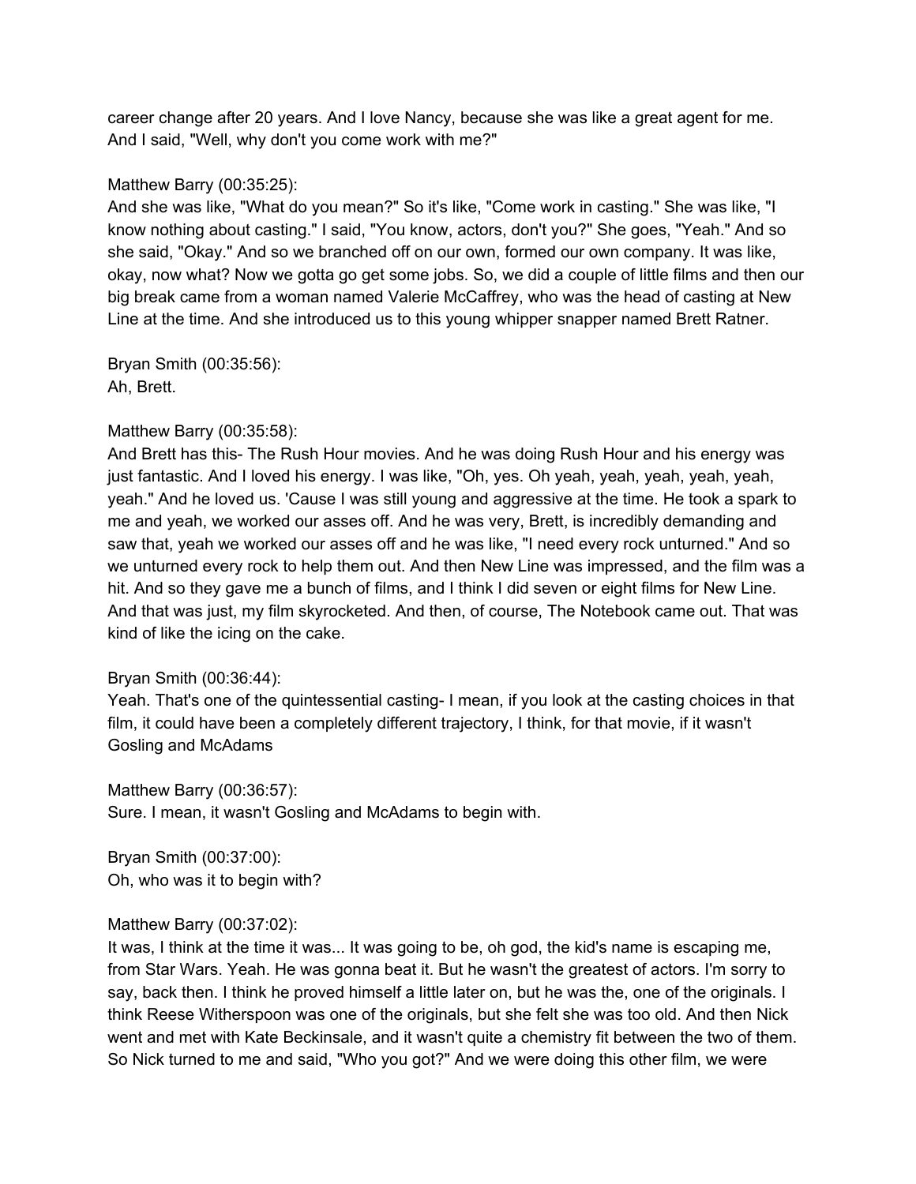career change after 20 years. And I love Nancy, because she was like a great agent for me. And I said, "Well, why don't you come work with me?"

Matthew Barry (00:35:25):
And she was like, "What do you mean?" So it's like, "Come work in casting." She was like, "I know nothing about casting." I said, "You know, actors, don't you?" She goes, "Yeah." And so she said, "Okay." And so we branched off on our own, formed our own company. It was like, okay, now what? Now we gotta go get some jobs. So, we did a couple of little films and then our big break came from a woman named Valerie McCaffrey, who was the head of casting at New Line at the time. And she introduced us to this young whipper snapper named Brett Ratner.

Bryan Smith (00:35:56):
Ah, Brett.

Matthew Barry (00:35:58):
And Brett has this- The Rush Hour movies. And he was doing Rush Hour and his energy was just fantastic. And I loved his energy. I was like, "Oh, yes. Oh yeah, yeah, yeah, yeah, yeah, yeah." And he loved us. 'Cause I was still young and aggressive at the time. He took a spark to me and yeah, we worked our asses off. And he was very, Brett, is incredibly demanding and saw that, yeah we worked our asses off and he was like, "I need every rock unturned." And so we unturned every rock to help them out. And then New Line was impressed, and the film was a hit. And so they gave me a bunch of films, and I think I did seven or eight films for New Line. And that was just, my film skyrocketed. And then, of course, The Notebook came out. That was kind of like the icing on the cake.

Bryan Smith (00:36:44):
Yeah. That's one of the quintessential casting- I mean, if you look at the casting choices in that film, it could have been a completely different trajectory, I think, for that movie, if it wasn't Gosling and McAdams

Matthew Barry (00:36:57):
Sure. I mean, it wasn't Gosling and McAdams to begin with.

Bryan Smith (00:37:00):
Oh, who was it to begin with?

Matthew Barry (00:37:02):
It was, I think at the time it was... It was going to be, oh god, the kid's name is escaping me, from Star Wars. Yeah. He was gonna beat it. But he wasn't the greatest of actors. I'm sorry to say, back then. I think he proved himself a little later on, but he was the, one of the originals. I think Reese Witherspoon was one of the originals, but she felt she was too old. And then Nick went and met with Kate Beckinsale, and it wasn't quite a chemistry fit between the two of them. So Nick turned to me and said, "Who you got?" And we were doing this other film, we were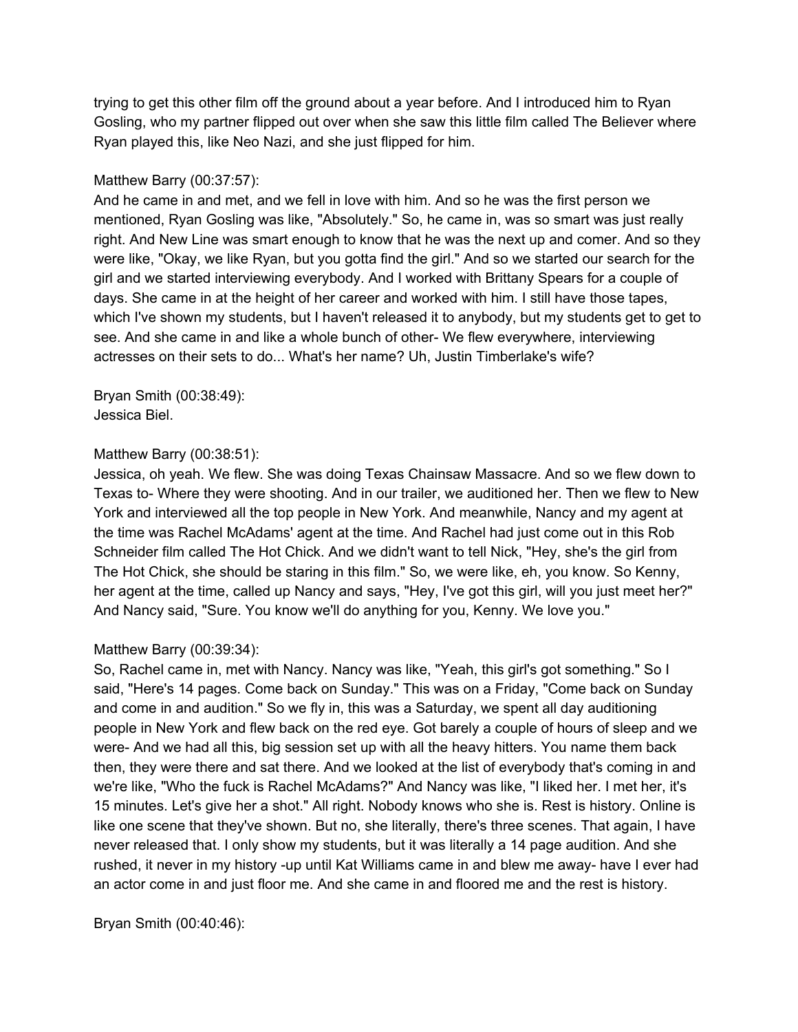trying to get this other film off the ground about a year before. And I introduced him to Ryan Gosling, who my partner flipped out over when she saw this little film called The Believer where Ryan played this, like Neo Nazi, and she just flipped for him.

Matthew Barry (00:37:57):
And he came in and met, and we fell in love with him. And so he was the first person we mentioned, Ryan Gosling was like, "Absolutely." So, he came in, was so smart was just really right. And New Line was smart enough to know that he was the next up and comer. And so they were like, "Okay, we like Ryan, but you gotta find the girl." And so we started our search for the girl and we started interviewing everybody. And I worked with Brittany Spears for a couple of days. She came in at the height of her career and worked with him. I still have those tapes, which I've shown my students, but I haven't released it to anybody, but my students get to get to see. And she came in and like a whole bunch of other- We flew everywhere, interviewing actresses on their sets to do... What's her name? Uh, Justin Timberlake's wife?

Bryan Smith (00:38:49):
Jessica Biel.

Matthew Barry (00:38:51):
Jessica, oh yeah. We flew. She was doing Texas Chainsaw Massacre. And so we flew down to Texas to- Where they were shooting. And in our trailer, we auditioned her. Then we flew to New York and interviewed all the top people in New York. And meanwhile, Nancy and my agent at the time was Rachel McAdams' agent at the time. And Rachel had just come out in this Rob Schneider film called The Hot Chick. And we didn't want to tell Nick, "Hey, she's the girl from The Hot Chick, she should be staring in this film." So, we were like, eh, you know. So Kenny, her agent at the time, called up Nancy and says, "Hey, I've got this girl, will you just meet her?" And Nancy said, "Sure. You know we'll do anything for you, Kenny. We love you."

Matthew Barry (00:39:34):
So, Rachel came in, met with Nancy. Nancy was like, "Yeah, this girl's got something." So I said, "Here's 14 pages. Come back on Sunday." This was on a Friday, "Come back on Sunday and come in and audition." So we fly in, this was a Saturday, we spent all day auditioning people in New York and flew back on the red eye. Got barely a couple of hours of sleep and we were- And we had all this, big session set up with all the heavy hitters. You name them back then, they were there and sat there. And we looked at the list of everybody that's coming in and we're like, "Who the fuck is Rachel McAdams?" And Nancy was like, "I liked her. I met her, it's 15 minutes. Let's give her a shot." All right. Nobody knows who she is. Rest is history. Online is like one scene that they've shown. But no, she literally, there's three scenes. That again, I have never released that. I only show my students, but it was literally a 14 page audition. And she rushed, it never in my history -up until Kat Williams came in and blew me away- have I ever had an actor come in and just floor me. And she came in and floored me and the rest is history.

Bryan Smith (00:40:46):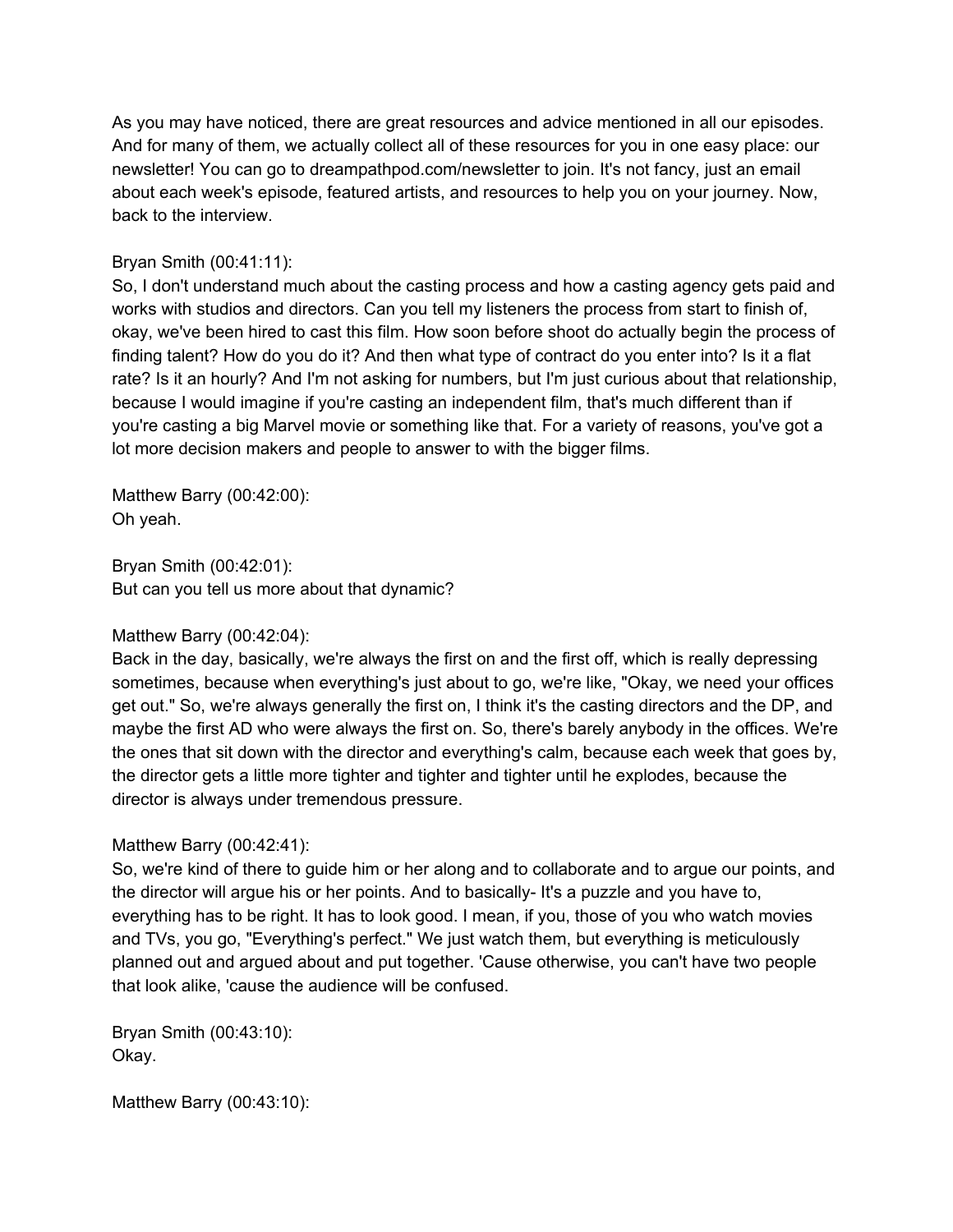As you may have noticed, there are great resources and advice mentioned in all our episodes. And for many of them, we actually collect all of these resources for you in one easy place: our newsletter! You can go to dreampathpod.com/newsletter to join. It's not fancy, just an email about each week's episode, featured artists, and resources to help you on your journey. Now, back to the interview.

Bryan Smith (00:41:11):
So, I don't understand much about the casting process and how a casting agency gets paid and works with studios and directors. Can you tell my listeners the process from start to finish of, okay, we've been hired to cast this film. How soon before shoot do actually begin the process of finding talent? How do you do it? And then what type of contract do you enter into? Is it a flat rate? Is it an hourly? And I'm not asking for numbers, but I'm just curious about that relationship, because I would imagine if you're casting an independent film, that's much different than if you're casting a big Marvel movie or something like that. For a variety of reasons, you've got a lot more decision makers and people to answer to with the bigger films.

Matthew Barry (00:42:00):
Oh yeah.

Bryan Smith (00:42:01):
But can you tell us more about that dynamic?

Matthew Barry (00:42:04):
Back in the day, basically, we're always the first on and the first off, which is really depressing sometimes, because when everything's just about to go, we're like, "Okay, we need your offices get out." So, we're always generally the first on, I think it's the casting directors and the DP, and maybe the first AD who were always the first on. So, there's barely anybody in the offices. We're the ones that sit down with the director and everything's calm, because each week that goes by, the director gets a little more tighter and tighter and tighter until he explodes, because the director is always under tremendous pressure.

Matthew Barry (00:42:41):
So, we're kind of there to guide him or her along and to collaborate and to argue our points, and the director will argue his or her points. And to basically- It's a puzzle and you have to, everything has to be right. It has to look good. I mean, if you, those of you who watch movies and TVs, you go, "Everything's perfect." We just watch them, but everything is meticulously planned out and argued about and put together. 'Cause otherwise, you can't have two people that look alike, 'cause the audience will be confused.

Bryan Smith (00:43:10):
Okay.

Matthew Barry (00:43:10):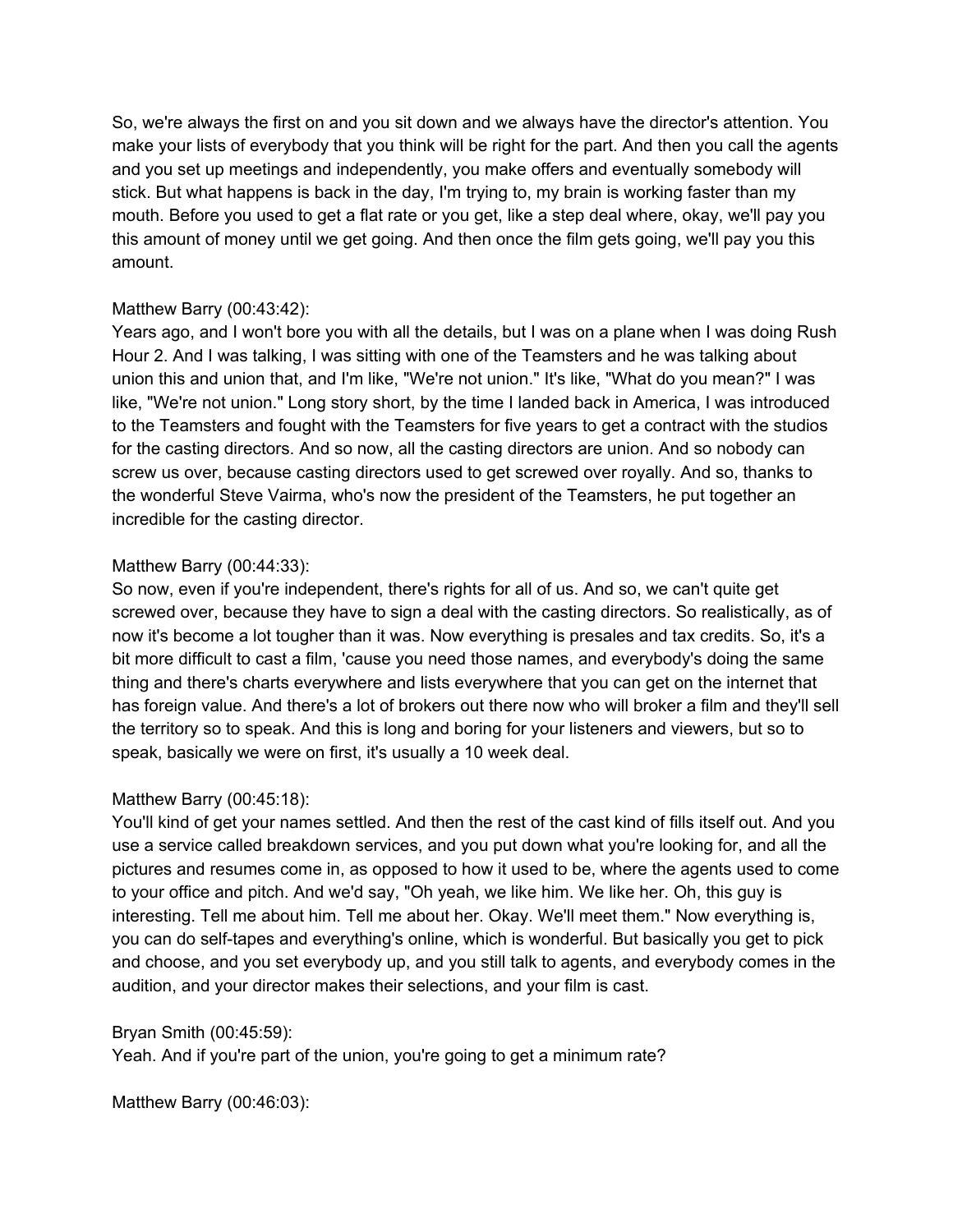So, we're always the first on and you sit down and we always have the director's attention. You make your lists of everybody that you think will be right for the part. And then you call the agents and you set up meetings and independently, you make offers and eventually somebody will stick. But what happens is back in the day, I'm trying to, my brain is working faster than my mouth. Before you used to get a flat rate or you get, like a step deal where, okay, we'll pay you this amount of money until we get going. And then once the film gets going, we'll pay you this amount.

Matthew Barry (00:43:42):
Years ago, and I won't bore you with all the details, but I was on a plane when I was doing Rush Hour 2. And I was talking, I was sitting with one of the Teamsters and he was talking about union this and union that, and I'm like, "We're not union." It's like, "What do you mean?" I was like, "We're not union." Long story short, by the time I landed back in America, I was introduced to the Teamsters and fought with the Teamsters for five years to get a contract with the studios for the casting directors. And so now, all the casting directors are union. And so nobody can screw us over, because casting directors used to get screwed over royally. And so, thanks to the wonderful Steve Vairma, who's now the president of the Teamsters, he put together an incredible for the casting director.

Matthew Barry (00:44:33):
So now, even if you're independent, there's rights for all of us. And so, we can't quite get screwed over, because they have to sign a deal with the casting directors. So realistically, as of now it's become a lot tougher than it was. Now everything is presales and tax credits. So, it's a bit more difficult to cast a film, 'cause you need those names, and everybody's doing the same thing and there's charts everywhere and lists everywhere that you can get on the internet that has foreign value. And there's a lot of brokers out there now who will broker a film and they'll sell the territory so to speak. And this is long and boring for your listeners and viewers, but so to speak, basically we were on first, it's usually a 10 week deal.

Matthew Barry (00:45:18):
You'll kind of get your names settled. And then the rest of the cast kind of fills itself out. And you use a service called breakdown services, and you put down what you're looking for, and all the pictures and resumes come in, as opposed to how it used to be, where the agents used to come to your office and pitch. And we'd say, "Oh yeah, we like him. We like her. Oh, this guy is interesting. Tell me about him. Tell me about her. Okay. We'll meet them." Now everything is, you can do self-tapes and everything's online, which is wonderful. But basically you get to pick and choose, and you set everybody up, and you still talk to agents, and everybody comes in the audition, and your director makes their selections, and your film is cast.

Bryan Smith (00:45:59):
Yeah. And if you're part of the union, you're going to get a minimum rate?

Matthew Barry (00:46:03):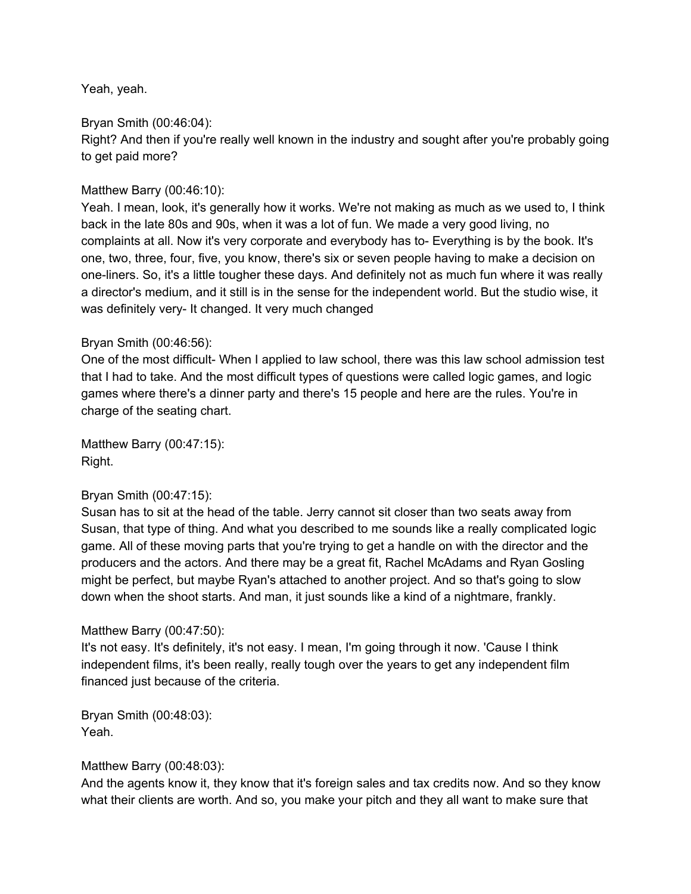Yeah, yeah.

Bryan Smith (00:46:04):
Right? And then if you're really well known in the industry and sought after you're probably going to get paid more?

Matthew Barry (00:46:10):
Yeah. I mean, look, it's generally how it works. We're not making as much as we used to, I think back in the late 80s and 90s, when it was a lot of fun. We made a very good living, no complaints at all. Now it's very corporate and everybody has to- Everything is by the book. It's one, two, three, four, five, you know, there's six or seven people having to make a decision on one-liners. So, it's a little tougher these days. And definitely not as much fun where it was really a director's medium, and it still is in the sense for the independent world. But the studio wise, it was definitely very- It changed. It very much changed

Bryan Smith (00:46:56):
One of the most difficult- When I applied to law school, there was this law school admission test that I had to take. And the most difficult types of questions were called logic games, and logic games where there's a dinner party and there's 15 people and here are the rules. You're in charge of the seating chart.

Matthew Barry (00:47:15):
Right.

Bryan Smith (00:47:15):
Susan has to sit at the head of the table. Jerry cannot sit closer than two seats away from Susan, that type of thing. And what you described to me sounds like a really complicated logic game. All of these moving parts that you're trying to get a handle on with the director and the producers and the actors. And there may be a great fit, Rachel McAdams and Ryan Gosling might be perfect, but maybe Ryan's attached to another project. And so that's going to slow down when the shoot starts. And man, it just sounds like a kind of a nightmare, frankly.

Matthew Barry (00:47:50):
It's not easy. It's definitely, it's not easy. I mean, I'm going through it now. 'Cause I think independent films, it's been really, really tough over the years to get any independent film financed just because of the criteria.

Bryan Smith (00:48:03):
Yeah.

Matthew Barry (00:48:03):
And the agents know it, they know that it's foreign sales and tax credits now. And so they know what their clients are worth. And so, you make your pitch and they all want to make sure that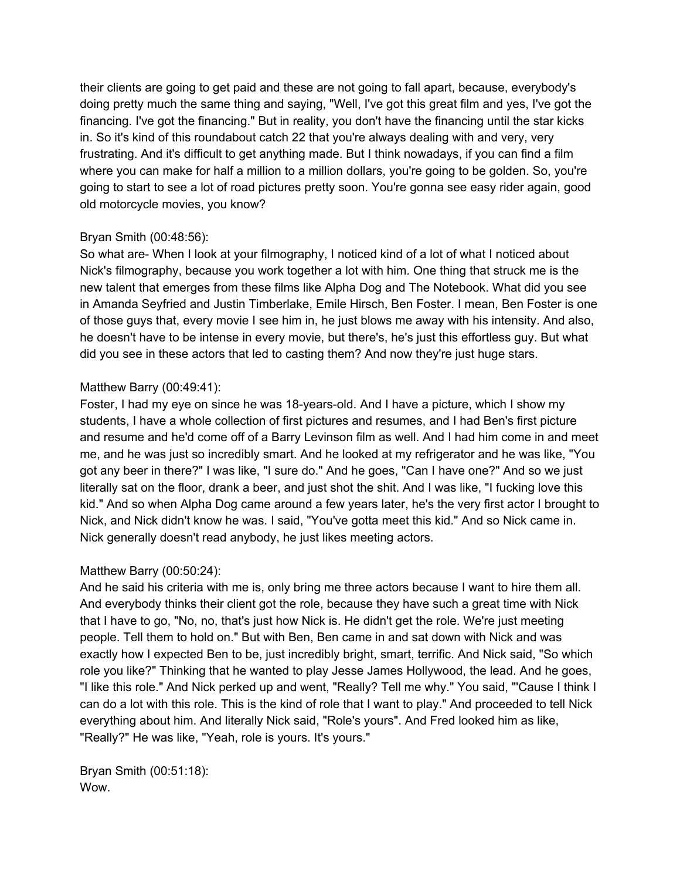their clients are going to get paid and these are not going to fall apart, because, everybody's doing pretty much the same thing and saying, "Well, I've got this great film and yes, I've got the financing. I've got the financing." But in reality, you don't have the financing until the star kicks in. So it's kind of this roundabout catch 22 that you're always dealing with and very, very frustrating. And it's difficult to get anything made. But I think nowadays, if you can find a film where you can make for half a million to a million dollars, you're going to be golden. So, you're going to start to see a lot of road pictures pretty soon. You're gonna see easy rider again, good old motorcycle movies, you know?

Bryan Smith (00:48:56):
So what are- When I look at your filmography, I noticed kind of a lot of what I noticed about Nick's filmography, because you work together a lot with him. One thing that struck me is the new talent that emerges from these films like Alpha Dog and The Notebook. What did you see in Amanda Seyfried and Justin Timberlake, Emile Hirsch, Ben Foster. I mean, Ben Foster is one of those guys that, every movie I see him in, he just blows me away with his intensity. And also, he doesn't have to be intense in every movie, but there's, he's just this effortless guy. But what did you see in these actors that led to casting them? And now they're just huge stars.

Matthew Barry (00:49:41):
Foster, I had my eye on since he was 18-years-old. And I have a picture, which I show my students, I have a whole collection of first pictures and resumes, and I had Ben's first picture and resume and he'd come off of a Barry Levinson film as well. And I had him come in and meet me, and he was just so incredibly smart. And he looked at my refrigerator and he was like, "You got any beer in there?" I was like, "I sure do." And he goes, "Can I have one?" And so we just literally sat on the floor, drank a beer, and just shot the shit. And I was like, "I fucking love this kid." And so when Alpha Dog came around a few years later, he's the very first actor I brought to Nick, and Nick didn't know he was. I said, "You've gotta meet this kid." And so Nick came in. Nick generally doesn't read anybody, he just likes meeting actors.

Matthew Barry (00:50:24):
And he said his criteria with me is, only bring me three actors because I want to hire them all. And everybody thinks their client got the role, because they have such a great time with Nick that I have to go, "No, no, that's just how Nick is. He didn't get the role. We're just meeting people. Tell them to hold on." But with Ben, Ben came in and sat down with Nick and was exactly how I expected Ben to be, just incredibly bright, smart, terrific. And Nick said, "So which role you like?" Thinking that he wanted to play Jesse James Hollywood, the lead. And he goes, "I like this role." And Nick perked up and went, "Really? Tell me why." You said, "'Cause I think I can do a lot with this role. This is the kind of role that I want to play." And proceeded to tell Nick everything about him. And literally Nick said, "Role's yours". And Fred looked him as like, "Really?" He was like, "Yeah, role is yours. It's yours."

Bryan Smith (00:51:18):
Wow.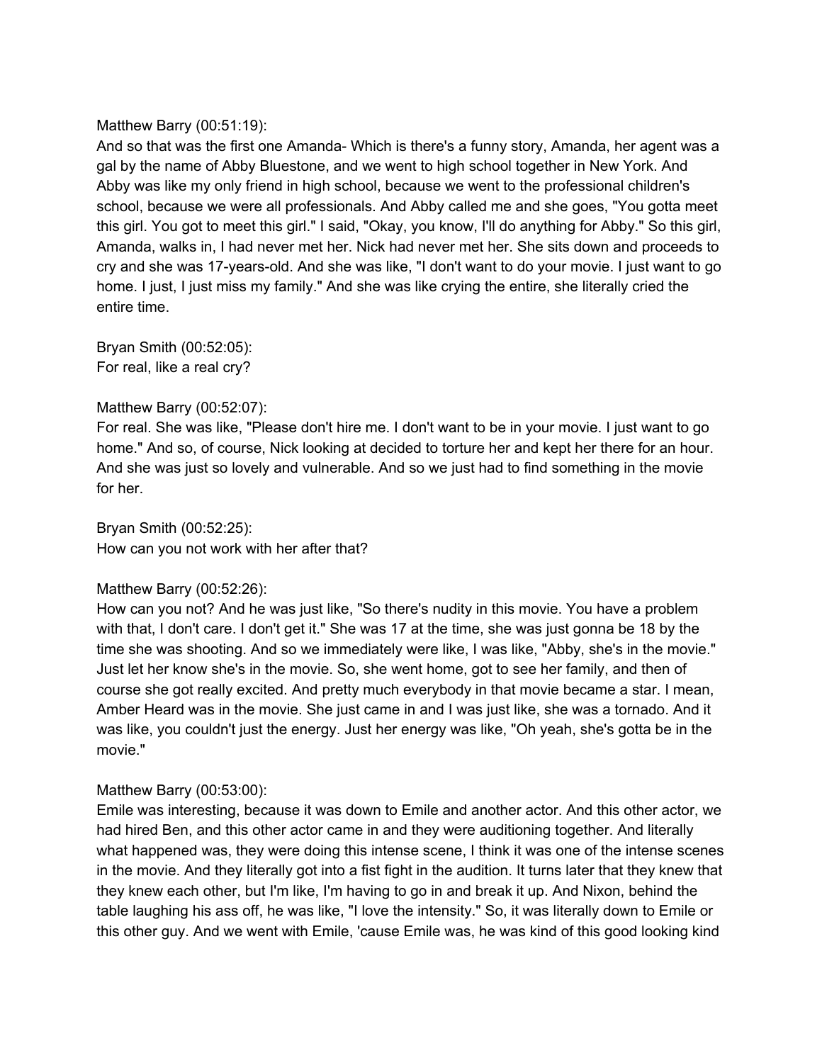Matthew Barry (00:51:19):
And so that was the first one Amanda- Which is there's a funny story, Amanda, her agent was a gal by the name of Abby Bluestone, and we went to high school together in New York. And Abby was like my only friend in high school, because we went to the professional children's school, because we were all professionals. And Abby called me and she goes, "You gotta meet this girl. You got to meet this girl." I said, "Okay, you know, I'll do anything for Abby." So this girl, Amanda, walks in, I had never met her. Nick had never met her. She sits down and proceeds to cry and she was 17-years-old. And she was like, "I don't want to do your movie. I just want to go home. I just, I just miss my family." And she was like crying the entire, she literally cried the entire time.

Bryan Smith (00:52:05):
For real, like a real cry?

Matthew Barry (00:52:07):
For real. She was like, "Please don't hire me. I don't want to be in your movie. I just want to go home." And so, of course, Nick looking at decided to torture her and kept her there for an hour. And she was just so lovely and vulnerable. And so we just had to find something in the movie for her.

Bryan Smith (00:52:25):
How can you not work with her after that?

Matthew Barry (00:52:26):
How can you not? And he was just like, "So there's nudity in this movie. You have a problem with that, I don't care. I don't get it." She was 17 at the time, she was just gonna be 18 by the time she was shooting. And so we immediately were like, I was like, "Abby, she's in the movie." Just let her know she's in the movie. So, she went home, got to see her family, and then of course she got really excited. And pretty much everybody in that movie became a star. I mean, Amber Heard was in the movie. She just came in and I was just like, she was a tornado. And it was like, you couldn't just the energy. Just her energy was like, "Oh yeah, she's gotta be in the movie."

Matthew Barry (00:53:00):
Emile was interesting, because it was down to Emile and another actor. And this other actor, we had hired Ben, and this other actor came in and they were auditioning together. And literally what happened was, they were doing this intense scene, I think it was one of the intense scenes in the movie. And they literally got into a fist fight in the audition. It turns later that they knew that they knew each other, but I'm like, I'm having to go in and break it up. And Nixon, behind the table laughing his ass off, he was like, "I love the intensity." So, it was literally down to Emile or this other guy. And we went with Emile, 'cause Emile was, he was kind of this good looking kind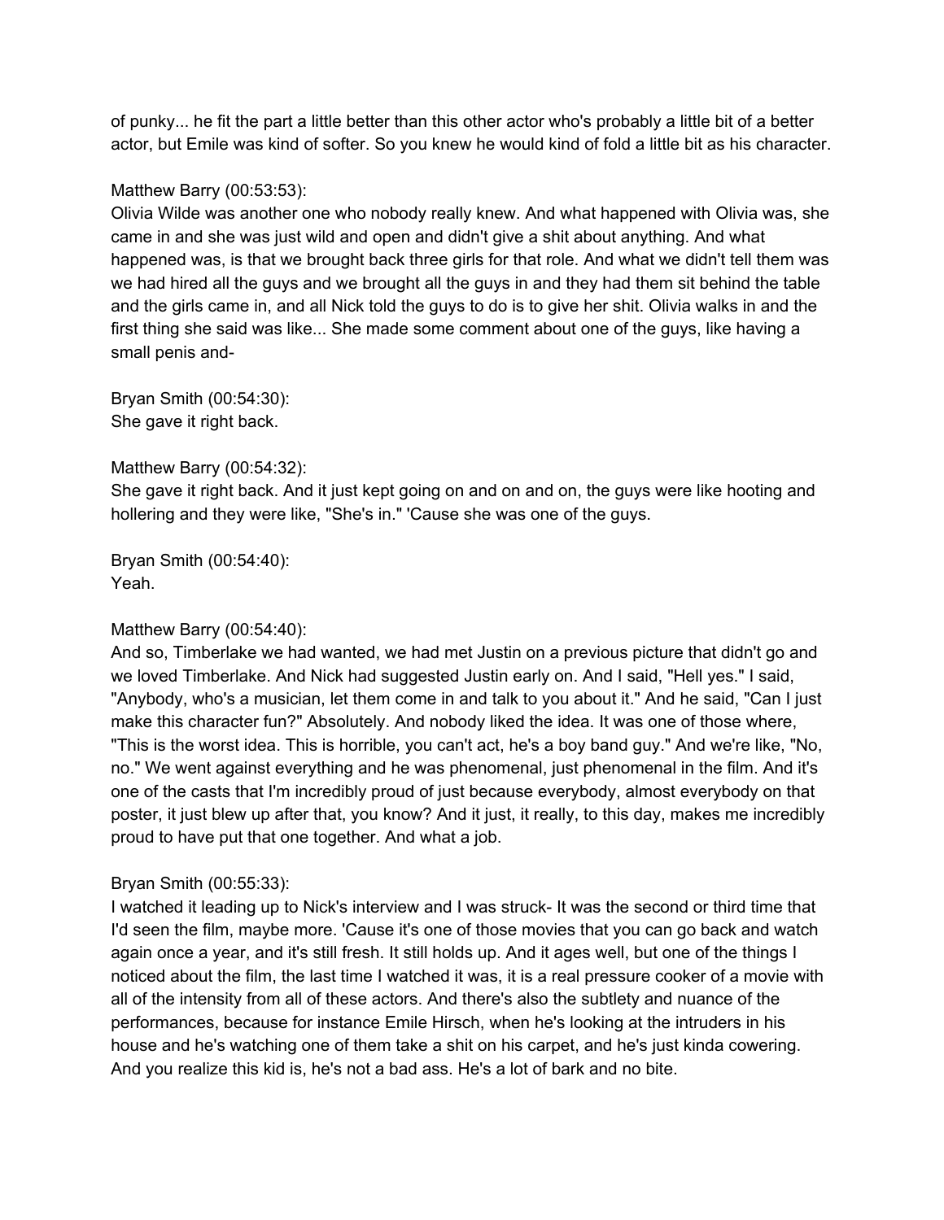of punky... he fit the part a little better than this other actor who's probably a little bit of a better actor, but Emile was kind of softer. So you knew he would kind of fold a little bit as his character.

Matthew Barry (00:53:53):
Olivia Wilde was another one who nobody really knew. And what happened with Olivia was, she came in and she was just wild and open and didn't give a shit about anything. And what happened was, is that we brought back three girls for that role. And what we didn't tell them was we had hired all the guys and we brought all the guys in and they had them sit behind the table and the girls came in, and all Nick told the guys to do is to give her shit. Olivia walks in and the first thing she said was like... She made some comment about one of the guys, like having a small penis and-

Bryan Smith (00:54:30):
She gave it right back.

Matthew Barry (00:54:32):
She gave it right back. And it just kept going on and on and on, the guys were like hooting and hollering and they were like, "She's in." 'Cause she was one of the guys.

Bryan Smith (00:54:40):
Yeah.

Matthew Barry (00:54:40):
And so, Timberlake we had wanted, we had met Justin on a previous picture that didn't go and we loved Timberlake. And Nick had suggested Justin early on. And I said, "Hell yes." I said, "Anybody, who's a musician, let them come in and talk to you about it." And he said, "Can I just make this character fun?" Absolutely. And nobody liked the idea. It was one of those where, "This is the worst idea. This is horrible, you can't act, he's a boy band guy." And we're like, "No, no." We went against everything and he was phenomenal, just phenomenal in the film. And it's one of the casts that I'm incredibly proud of just because everybody, almost everybody on that poster, it just blew up after that, you know? And it just, it really, to this day, makes me incredibly proud to have put that one together. And what a job.

Bryan Smith (00:55:33):
I watched it leading up to Nick's interview and I was struck- It was the second or third time that I'd seen the film, maybe more. 'Cause it's one of those movies that you can go back and watch again once a year, and it's still fresh. It still holds up. And it ages well, but one of the things I noticed about the film, the last time I watched it was, it is a real pressure cooker of a movie with all of the intensity from all of these actors. And there's also the subtlety and nuance of the performances, because for instance Emile Hirsch, when he's looking at the intruders in his house and he's watching one of them take a shit on his carpet, and he's just kinda cowering. And you realize this kid is, he's not a bad ass. He's a lot of bark and no bite.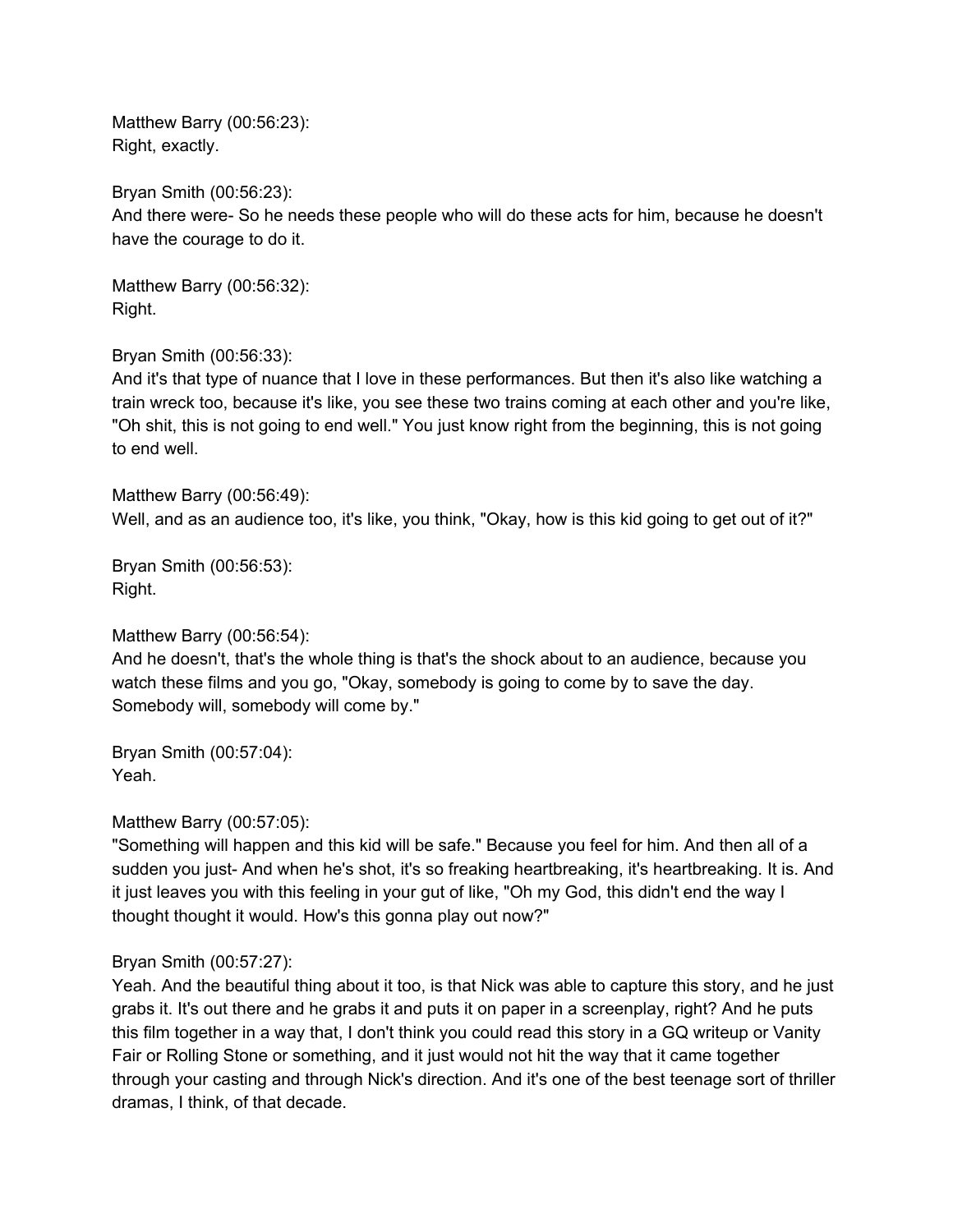Matthew Barry (00:56:23):
Right, exactly.

Bryan Smith (00:56:23):
And there were- So he needs these people who will do these acts for him, because he doesn't have the courage to do it.

Matthew Barry (00:56:32):
Right.

Bryan Smith (00:56:33):
And it's that type of nuance that I love in these performances. But then it's also like watching a train wreck too, because it's like, you see these two trains coming at each other and you're like, "Oh shit, this is not going to end well." You just know right from the beginning, this is not going to end well.

Matthew Barry (00:56:49):
Well, and as an audience too, it's like, you think, "Okay, how is this kid going to get out of it?"

Bryan Smith (00:56:53):
Right.

Matthew Barry (00:56:54):
And he doesn't, that's the whole thing is that's the shock about to an audience, because you watch these films and you go, "Okay, somebody is going to come by to save the day. Somebody will, somebody will come by."

Bryan Smith (00:57:04):
Yeah.

Matthew Barry (00:57:05):
"Something will happen and this kid will be safe." Because you feel for him. And then all of a sudden you just- And when he's shot, it's so freaking heartbreaking, it's heartbreaking. It is. And it just leaves you with this feeling in your gut of like, "Oh my God, this didn't end the way I thought thought it would. How's this gonna play out now?"

Bryan Smith (00:57:27):
Yeah. And the beautiful thing about it too, is that Nick was able to capture this story, and he just grabs it. It's out there and he grabs it and puts it on paper in a screenplay, right? And he puts this film together in a way that, I don't think you could read this story in a GQ writeup or Vanity Fair or Rolling Stone or something, and it just would not hit the way that it came together through your casting and through Nick's direction. And it's one of the best teenage sort of thriller dramas, I think, of that decade.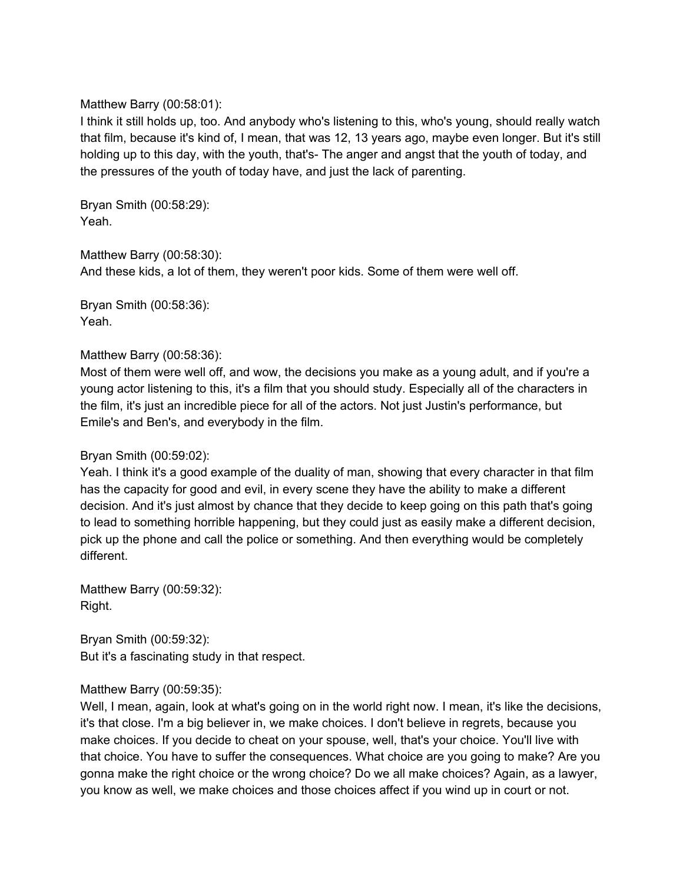Matthew Barry (00:58:01):
I think it still holds up, too. And anybody who's listening to this, who's young, should really watch that film, because it's kind of, I mean, that was 12, 13 years ago, maybe even longer. But it's still holding up to this day, with the youth, that's- The anger and angst that the youth of today, and the pressures of the youth of today have, and just the lack of parenting.

Bryan Smith (00:58:29):
Yeah.

Matthew Barry (00:58:30):
And these kids, a lot of them, they weren't poor kids. Some of them were well off.

Bryan Smith (00:58:36):
Yeah.

Matthew Barry (00:58:36):
Most of them were well off, and wow, the decisions you make as a young adult, and if you're a young actor listening to this, it's a film that you should study. Especially all of the characters in the film, it's just an incredible piece for all of the actors. Not just Justin's performance, but Emile's and Ben's, and everybody in the film.

Bryan Smith (00:59:02):
Yeah. I think it's a good example of the duality of man, showing that every character in that film has the capacity for good and evil, in every scene they have the ability to make a different decision. And it's just almost by chance that they decide to keep going on this path that's going to lead to something horrible happening, but they could just as easily make a different decision, pick up the phone and call the police or something. And then everything would be completely different.

Matthew Barry (00:59:32):
Right.

Bryan Smith (00:59:32):
But it's a fascinating study in that respect.

Matthew Barry (00:59:35):
Well, I mean, again, look at what's going on in the world right now. I mean, it's like the decisions, it's that close. I'm a big believer in, we make choices. I don't believe in regrets, because you make choices. If you decide to cheat on your spouse, well, that's your choice. You'll live with that choice. You have to suffer the consequences. What choice are you going to make? Are you gonna make the right choice or the wrong choice? Do we all make choices? Again, as a lawyer, you know as well, we make choices and those choices affect if you wind up in court or not.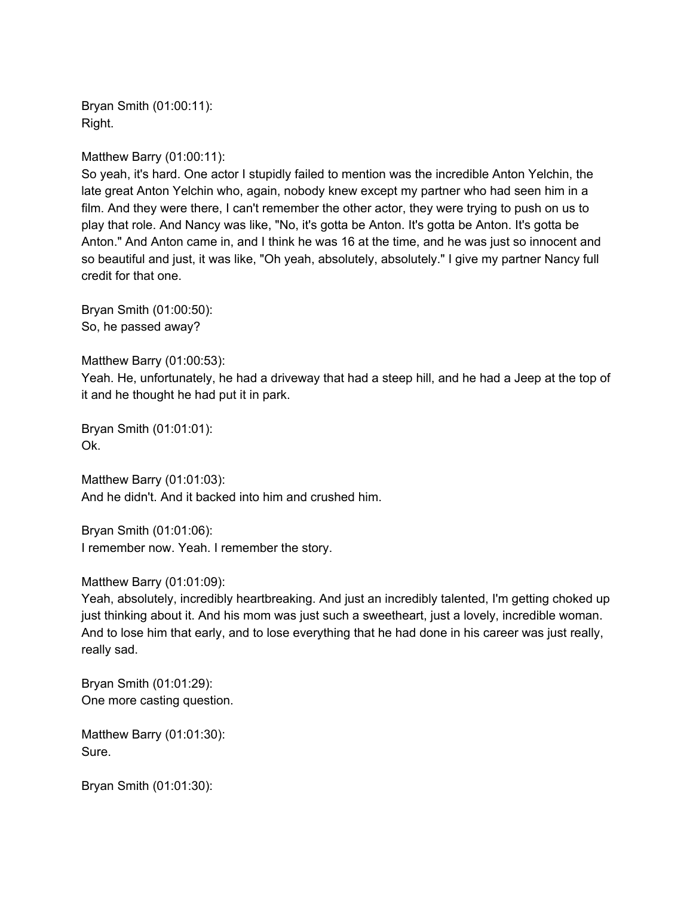Bryan Smith (01:00:11):
Right.

Matthew Barry (01:00:11):
So yeah, it's hard. One actor I stupidly failed to mention was the incredible Anton Yelchin, the late great Anton Yelchin who, again, nobody knew except my partner who had seen him in a film. And they were there, I can't remember the other actor, they were trying to push on us to play that role. And Nancy was like, "No, it's gotta be Anton. It's gotta be Anton. It's gotta be Anton." And Anton came in, and I think he was 16 at the time, and he was just so innocent and so beautiful and just, it was like, "Oh yeah, absolutely, absolutely." I give my partner Nancy full credit for that one.

Bryan Smith (01:00:50):
So, he passed away?

Matthew Barry (01:00:53):
Yeah. He, unfortunately, he had a driveway that had a steep hill, and he had a Jeep at the top of it and he thought he had put it in park.

Bryan Smith (01:01:01):
Ok.

Matthew Barry (01:01:03):
And he didn't. And it backed into him and crushed him.

Bryan Smith (01:01:06):
I remember now. Yeah. I remember the story.

Matthew Barry (01:01:09):
Yeah, absolutely, incredibly heartbreaking. And just an incredibly talented, I'm getting choked up just thinking about it. And his mom was just such a sweetheart, just a lovely, incredible woman. And to lose him that early, and to lose everything that he had done in his career was just really, really sad.

Bryan Smith (01:01:29):
One more casting question.

Matthew Barry (01:01:30):
Sure.

Bryan Smith (01:01:30):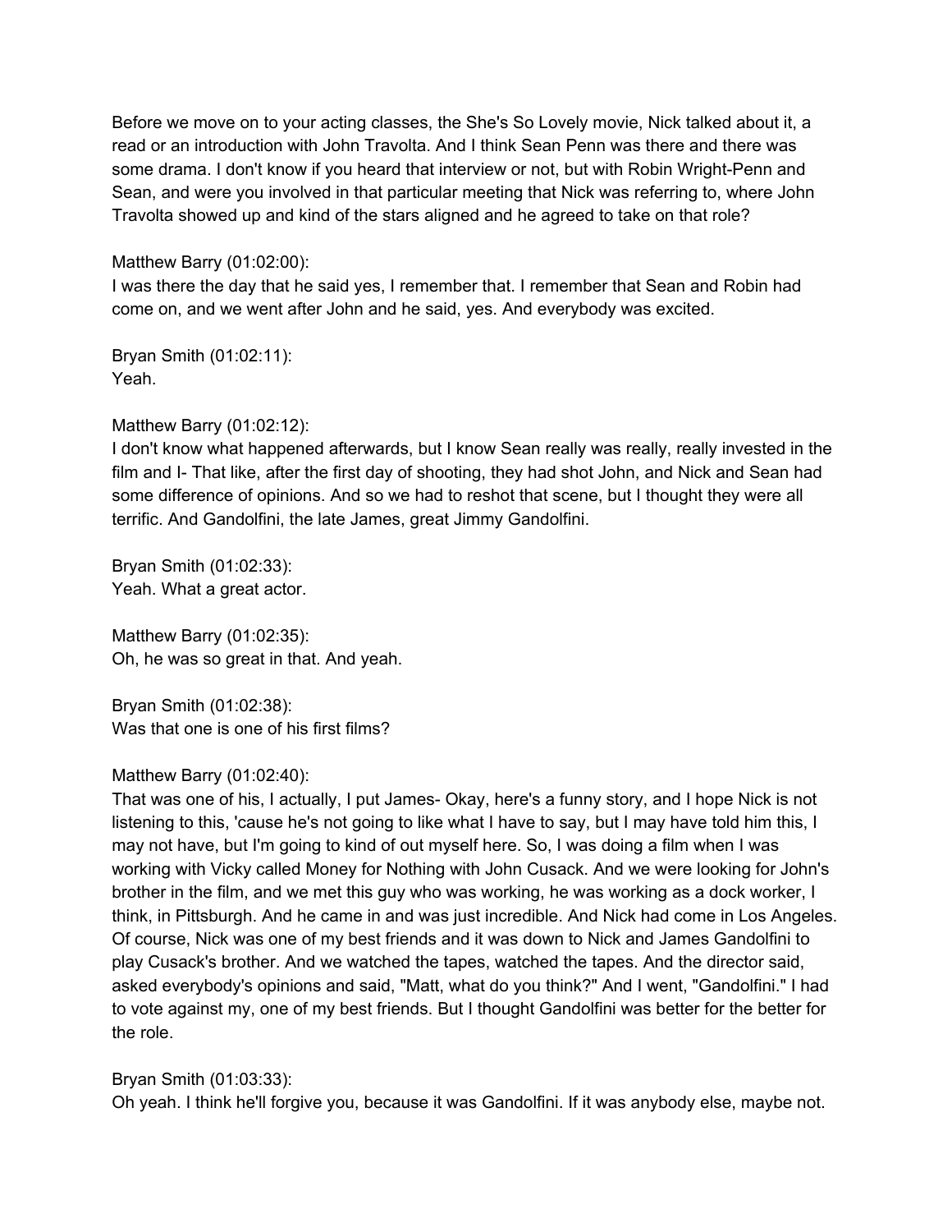Before we move on to your acting classes, the She's So Lovely movie, Nick talked about it, a read or an introduction with John Travolta. And I think Sean Penn was there and there was some drama. I don't know if you heard that interview or not, but with Robin Wright-Penn and Sean, and were you involved in that particular meeting that Nick was referring to, where John Travolta showed up and kind of the stars aligned and he agreed to take on that role?

Matthew Barry (01:02:00):
I was there the day that he said yes, I remember that. I remember that Sean and Robin had come on, and we went after John and he said, yes. And everybody was excited.

Bryan Smith (01:02:11):
Yeah.

Matthew Barry (01:02:12):
I don't know what happened afterwards, but I know Sean really was really, really invested in the film and I- That like, after the first day of shooting, they had shot John, and Nick and Sean had some difference of opinions. And so we had to reshot that scene, but I thought they were all terrific. And Gandolfini, the late James, great Jimmy Gandolfini.

Bryan Smith (01:02:33):
Yeah. What a great actor.

Matthew Barry (01:02:35):
Oh, he was so great in that. And yeah.

Bryan Smith (01:02:38):
Was that one is one of his first films?

Matthew Barry (01:02:40):
That was one of his, I actually, I put James- Okay, here's a funny story, and I hope Nick is not listening to this, 'cause he's not going to like what I have to say, but I may have told him this, I may not have, but I'm going to kind of out myself here. So, I was doing a film when I was working with Vicky called Money for Nothing with John Cusack. And we were looking for John's brother in the film, and we met this guy who was working, he was working as a dock worker, I think, in Pittsburgh. And he came in and was just incredible. And Nick had come in Los Angeles. Of course, Nick was one of my best friends and it was down to Nick and James Gandolfini to play Cusack's brother. And we watched the tapes, watched the tapes. And the director said, asked everybody's opinions and said, "Matt, what do you think?" And I went, "Gandolfini." I had to vote against my, one of my best friends. But I thought Gandolfini was better for the better for the role.

Bryan Smith (01:03:33):
Oh yeah. I think he'll forgive you, because it was Gandolfini. If it was anybody else, maybe not.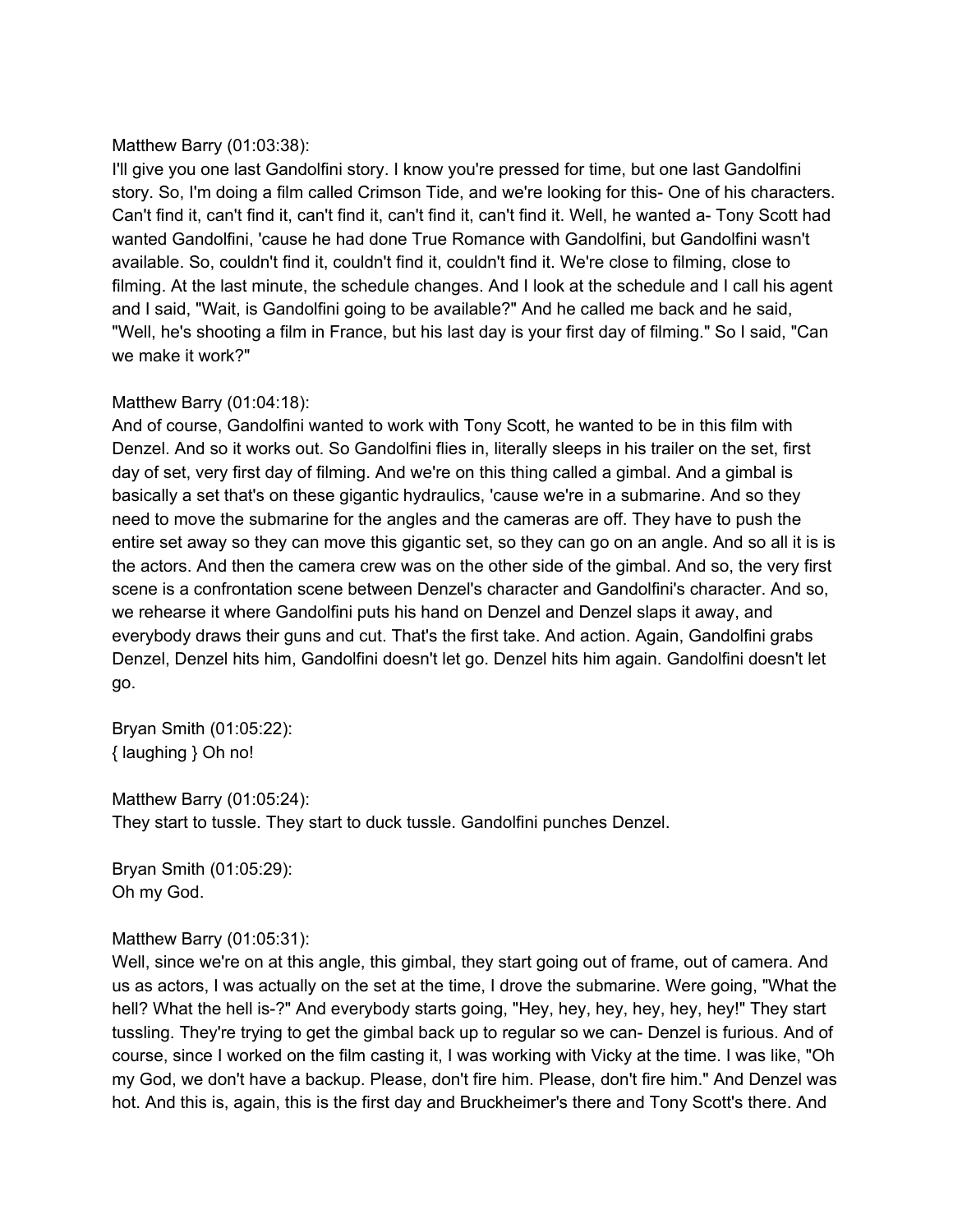Matthew Barry (01:03:38):
I'll give you one last Gandolfini story. I know you're pressed for time, but one last Gandolfini story. So, I'm doing a film called Crimson Tide, and we're looking for this- One of his characters. Can't find it, can't find it, can't find it, can't find it, can't find it. Well, he wanted a- Tony Scott had wanted Gandolfini, 'cause he had done True Romance with Gandolfini, but Gandolfini wasn't available. So, couldn't find it, couldn't find it, couldn't find it. We're close to filming, close to filming. At the last minute, the schedule changes. And I look at the schedule and I call his agent and I said, "Wait, is Gandolfini going to be available?" And he called me back and he said, "Well, he's shooting a film in France, but his last day is your first day of filming." So I said, "Can we make it work?"

Matthew Barry (01:04:18):
And of course, Gandolfini wanted to work with Tony Scott, he wanted to be in this film with Denzel. And so it works out. So Gandolfini flies in, literally sleeps in his trailer on the set, first day of set, very first day of filming. And we're on this thing called a gimbal. And a gimbal is basically a set that's on these gigantic hydraulics, 'cause we're in a submarine. And so they need to move the submarine for the angles and the cameras are off. They have to push the entire set away so they can move this gigantic set, so they can go on an angle. And so all it is is the actors. And then the camera crew was on the other side of the gimbal. And so, the very first scene is a confrontation scene between Denzel's character and Gandolfini's character. And so, we rehearse it where Gandolfini puts his hand on Denzel and Denzel slaps it away, and everybody draws their guns and cut. That's the first take. And action. Again, Gandolfini grabs Denzel, Denzel hits him, Gandolfini doesn't let go. Denzel hits him again. Gandolfini doesn't let go.

Bryan Smith (01:05:22):
{ laughing } Oh no!

Matthew Barry (01:05:24):
They start to tussle. They start to duck tussle. Gandolfini punches Denzel.

Bryan Smith (01:05:29):
Oh my God.

Matthew Barry (01:05:31):
Well, since we're on at this angle, this gimbal, they start going out of frame, out of camera. And us as actors, I was actually on the set at the time, I drove the submarine. Were going, "What the hell? What the hell is-?" And everybody starts going, "Hey, hey, hey, hey, hey, hey!" They start tussling. They're trying to get the gimbal back up to regular so we can- Denzel is furious. And of course, since I worked on the film casting it, I was working with Vicky at the time. I was like, "Oh my God, we don't have a backup. Please, don't fire him. Please, don't fire him." And Denzel was hot. And this is, again, this is the first day and Bruckheimer's there and Tony Scott's there. And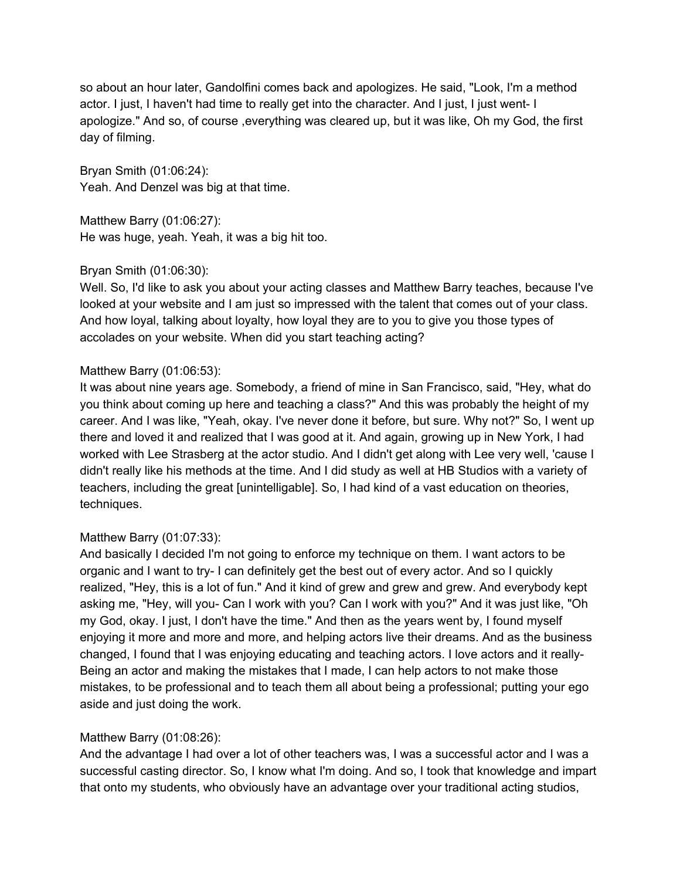so about an hour later, Gandolfini comes back and apologizes. He said, "Look, I'm a method actor. I just, I haven't had time to really get into the character. And I just, I just went- I apologize." And so, of course ,everything was cleared up, but it was like, Oh my God, the first day of filming.

Bryan Smith (01:06:24):
Yeah. And Denzel was big at that time.

Matthew Barry (01:06:27):
He was huge, yeah. Yeah, it was a big hit too.

Bryan Smith (01:06:30):
Well. So, I'd like to ask you about your acting classes and Matthew Barry teaches, because I've looked at your website and I am just so impressed with the talent that comes out of your class. And how loyal, talking about loyalty, how loyal they are to you to give you those types of accolades on your website. When did you start teaching acting?

Matthew Barry (01:06:53):
It was about nine years age. Somebody, a friend of mine in San Francisco, said, "Hey, what do you think about coming up here and teaching a class?" And this was probably the height of my career. And I was like, "Yeah, okay. I've never done it before, but sure. Why not?" So, I went up there and loved it and realized that I was good at it. And again, growing up in New York, I had worked with Lee Strasberg at the actor studio. And I didn't get along with Lee very well, 'cause I didn't really like his methods at the time. And I did study as well at HB Studios with a variety of teachers, including the great [unintelligable]. So, I had kind of a vast education on theories, techniques.

Matthew Barry (01:07:33):
And basically I decided I'm not going to enforce my technique on them. I want actors to be organic and I want to try- I can definitely get the best out of every actor. And so I quickly realized, "Hey, this is a lot of fun." And it kind of grew and grew and grew. And everybody kept asking me, "Hey, will you- Can I work with you? Can I work with you?" And it was just like, "Oh my God, okay. I just, I don't have the time." And then as the years went by, I found myself enjoying it more and more and more, and helping actors live their dreams. And as the business changed, I found that I was enjoying educating and teaching actors. I love actors and it really- Being an actor and making the mistakes that I made, I can help actors to not make those mistakes, to be professional and to teach them all about being a professional; putting your ego aside and just doing the work.

Matthew Barry (01:08:26):
And the advantage I had over a lot of other teachers was, I was a successful actor and I was a successful casting director. So, I know what I'm doing. And so, I took that knowledge and impart that onto my students, who obviously have an advantage over your traditional acting studios,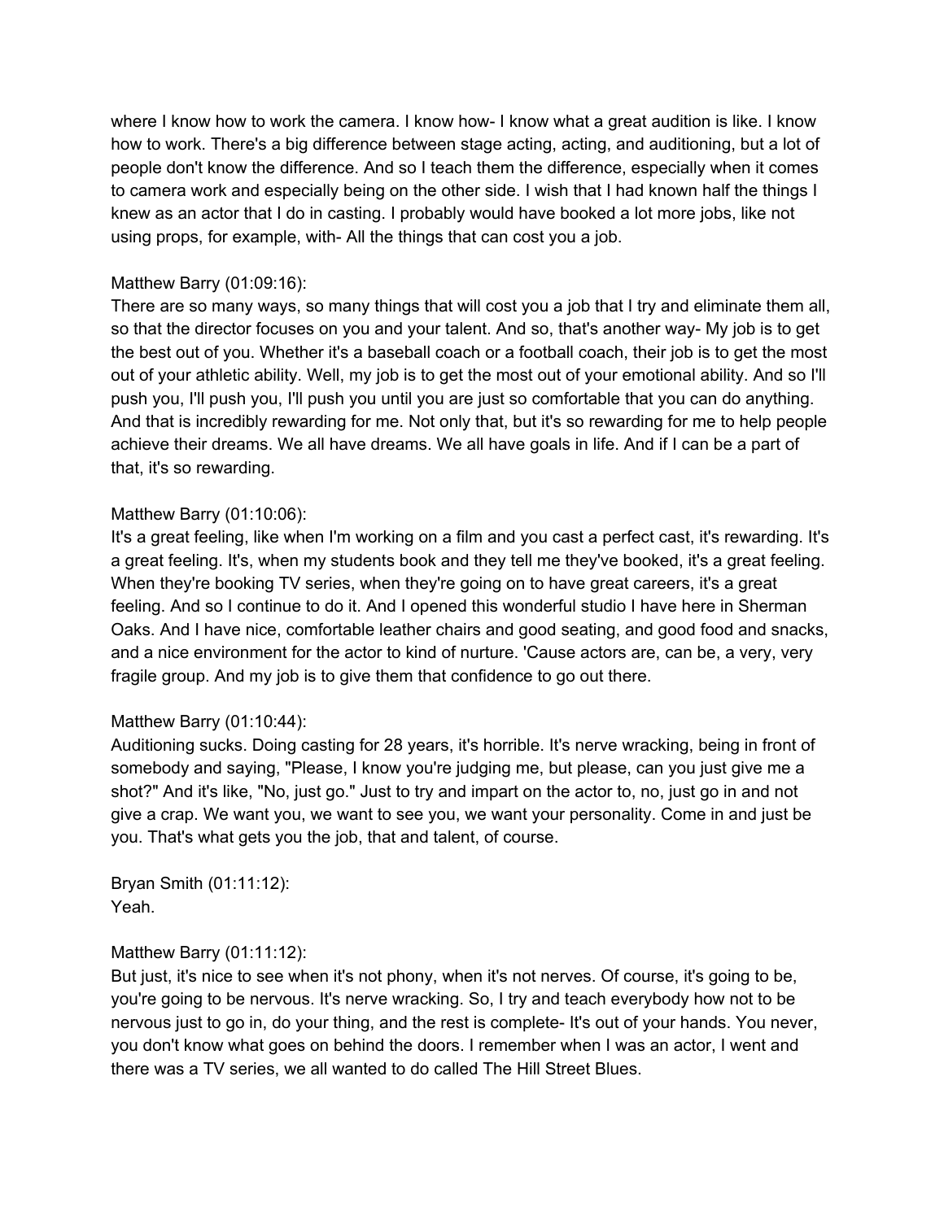where I know how to work the camera. I know how- I know what a great audition is like. I know how to work. There's a big difference between stage acting, acting, and auditioning, but a lot of people don't know the difference. And so I teach them the difference, especially when it comes to camera work and especially being on the other side. I wish that I had known half the things I knew as an actor that I do in casting. I probably would have booked a lot more jobs, like not using props, for example, with- All the things that can cost you a job.

Matthew Barry (01:09:16):
There are so many ways, so many things that will cost you a job that I try and eliminate them all, so that the director focuses on you and your talent. And so, that's another way- My job is to get the best out of you. Whether it's a baseball coach or a football coach, their job is to get the most out of your athletic ability. Well, my job is to get the most out of your emotional ability. And so I'll push you, I'll push you, I'll push you until you are just so comfortable that you can do anything. And that is incredibly rewarding for me. Not only that, but it's so rewarding for me to help people achieve their dreams. We all have dreams. We all have goals in life. And if I can be a part of that, it's so rewarding.

Matthew Barry (01:10:06):
It's a great feeling, like when I'm working on a film and you cast a perfect cast, it's rewarding. It's a great feeling. It's, when my students book and they tell me they've booked, it's a great feeling. When they're booking TV series, when they're going on to have great careers, it's a great feeling. And so I continue to do it. And I opened this wonderful studio I have here in Sherman Oaks. And I have nice, comfortable leather chairs and good seating, and good food and snacks, and a nice environment for the actor to kind of nurture. 'Cause actors are, can be, a very, very fragile group. And my job is to give them that confidence to go out there.

Matthew Barry (01:10:44):
Auditioning sucks. Doing casting for 28 years, it's horrible. It's nerve wracking, being in front of somebody and saying, "Please, I know you're judging me, but please, can you just give me a shot?" And it's like, "No, just go." Just to try and impart on the actor to, no, just go in and not give a crap. We want you, we want to see you, we want your personality. Come in and just be you. That's what gets you the job, that and talent, of course.

Bryan Smith (01:11:12):
Yeah.

Matthew Barry (01:11:12):
But just, it's nice to see when it's not phony, when it's not nerves. Of course, it's going to be, you're going to be nervous. It's nerve wracking. So, I try and teach everybody how not to be nervous just to go in, do your thing, and the rest is complete- It's out of your hands. You never, you don't know what goes on behind the doors. I remember when I was an actor, I went and there was a TV series, we all wanted to do called The Hill Street Blues.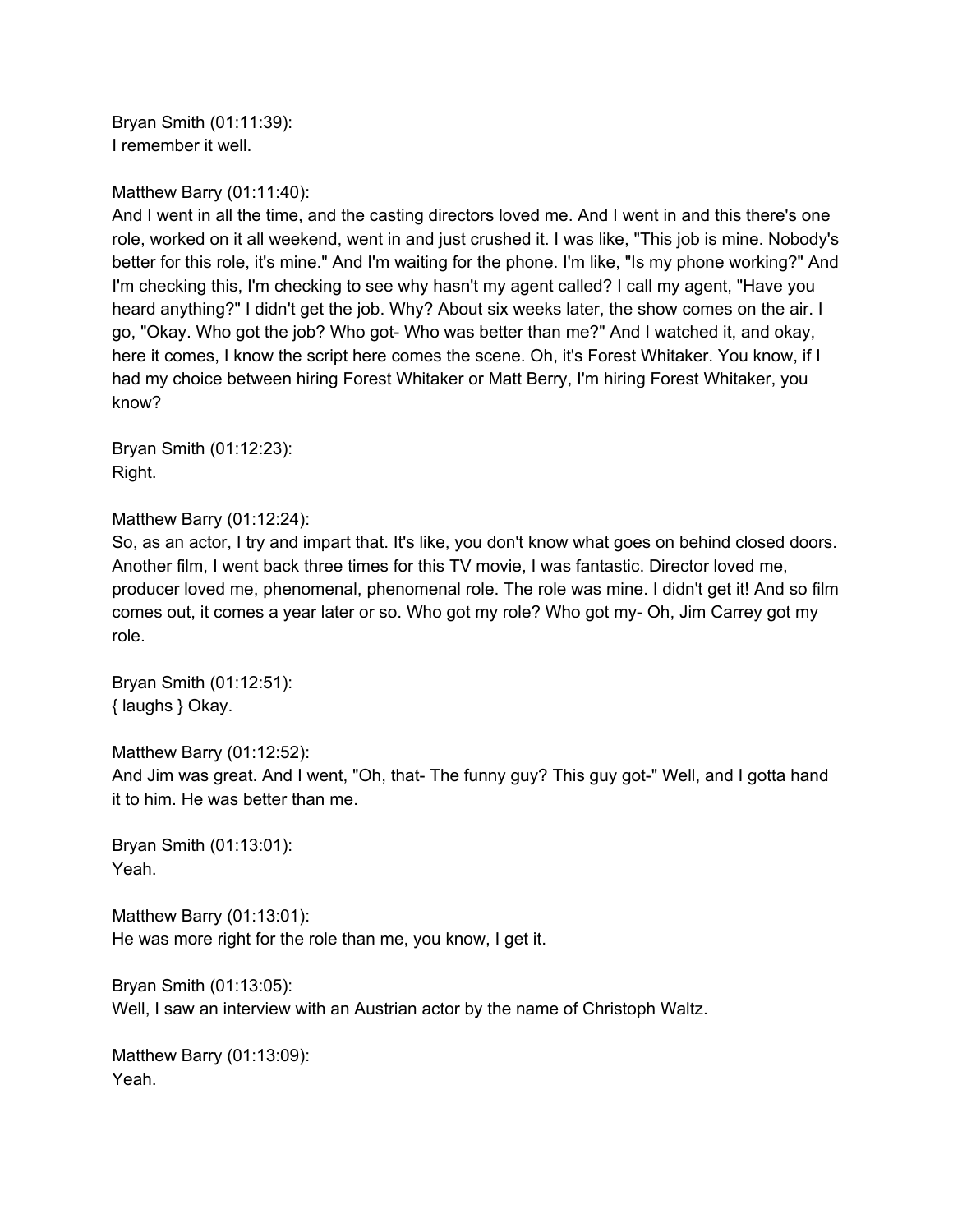Bryan Smith (01:11:39):
I remember it well.

Matthew Barry (01:11:40):
And I went in all the time, and the casting directors loved me. And I went in and this there's one role, worked on it all weekend, went in and just crushed it. I was like, "This job is mine. Nobody's better for this role, it's mine." And I'm waiting for the phone. I'm like, "Is my phone working?" And I'm checking this, I'm checking to see why hasn't my agent called? I call my agent, "Have you heard anything?" I didn't get the job. Why? About six weeks later, the show comes on the air. I go, "Okay. Who got the job? Who got- Who was better than me?" And I watched it, and okay, here it comes, I know the script here comes the scene. Oh, it's Forest Whitaker. You know, if I had my choice between hiring Forest Whitaker or Matt Berry, I'm hiring Forest Whitaker, you know?

Bryan Smith (01:12:23):
Right.

Matthew Barry (01:12:24):
So, as an actor, I try and impart that. It's like, you don't know what goes on behind closed doors. Another film, I went back three times for this TV movie, I was fantastic. Director loved me, producer loved me, phenomenal, phenomenal role. The role was mine. I didn't get it! And so film comes out, it comes a year later or so. Who got my role? Who got my- Oh, Jim Carrey got my role.

Bryan Smith (01:12:51):
{ laughs } Okay.

Matthew Barry (01:12:52):
And Jim was great. And I went, "Oh, that- The funny guy? This guy got-" Well, and I gotta hand it to him. He was better than me.

Bryan Smith (01:13:01):
Yeah.

Matthew Barry (01:13:01):
He was more right for the role than me, you know, I get it.

Bryan Smith (01:13:05):
Well, I saw an interview with an Austrian actor by the name of Christoph Waltz.

Matthew Barry (01:13:09):
Yeah.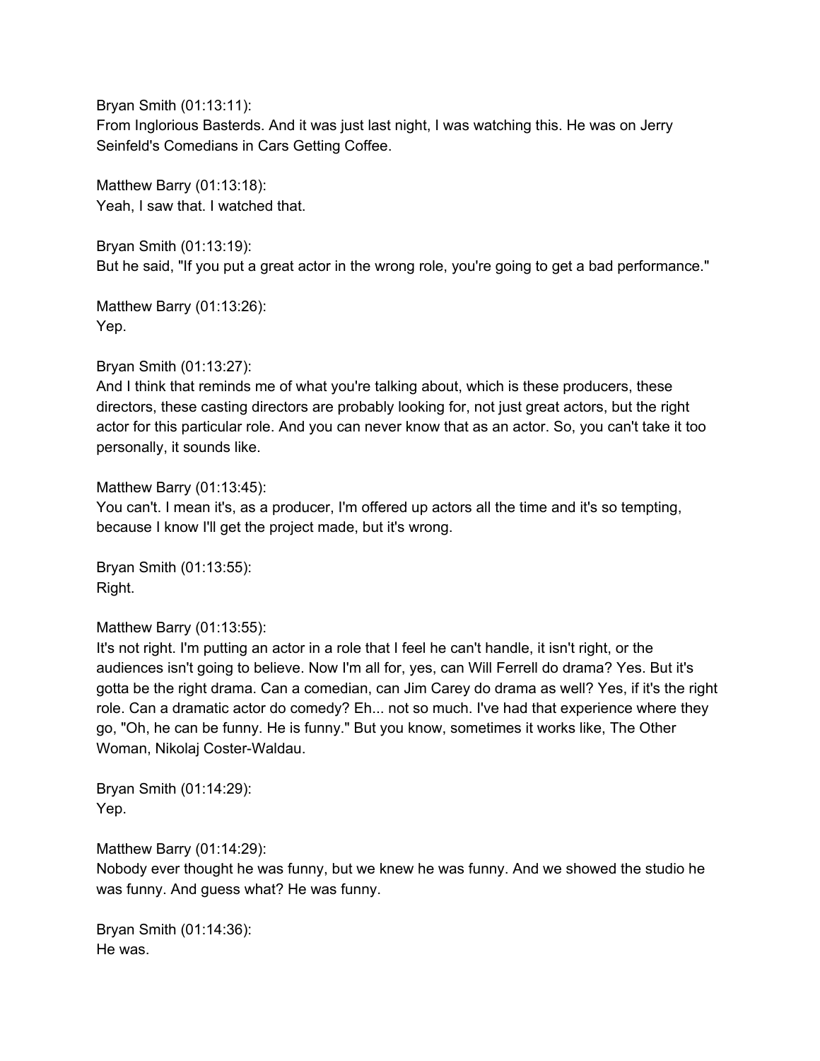Bryan Smith (01:13:11):
From Inglorious Basterds. And it was just last night, I was watching this. He was on Jerry Seinfeld's Comedians in Cars Getting Coffee.

Matthew Barry (01:13:18):
Yeah, I saw that. I watched that.

Bryan Smith (01:13:19):
But he said, "If you put a great actor in the wrong role, you're going to get a bad performance."

Matthew Barry (01:13:26):
Yep.

Bryan Smith (01:13:27):
And I think that reminds me of what you're talking about, which is these producers, these directors, these casting directors are probably looking for, not just great actors, but the right actor for this particular role. And you can never know that as an actor. So, you can't take it too personally, it sounds like.

Matthew Barry (01:13:45):
You can't. I mean it's, as a producer, I'm offered up actors all the time and it's so tempting, because I know I'll get the project made, but it's wrong.

Bryan Smith (01:13:55):
Right.

Matthew Barry (01:13:55):
It's not right. I'm putting an actor in a role that I feel he can't handle, it isn't right, or the audiences isn't going to believe. Now I'm all for, yes, can Will Ferrell do drama? Yes. But it's gotta be the right drama. Can a comedian, can Jim Carey do drama as well? Yes, if it's the right role. Can a dramatic actor do comedy? Eh... not so much. I've had that experience where they go, "Oh, he can be funny. He is funny." But you know, sometimes it works like, The Other Woman, Nikolaj Coster-Waldau.

Bryan Smith (01:14:29):
Yep.

Matthew Barry (01:14:29):
Nobody ever thought he was funny, but we knew he was funny. And we showed the studio he was funny. And guess what? He was funny.

Bryan Smith (01:14:36):
He was.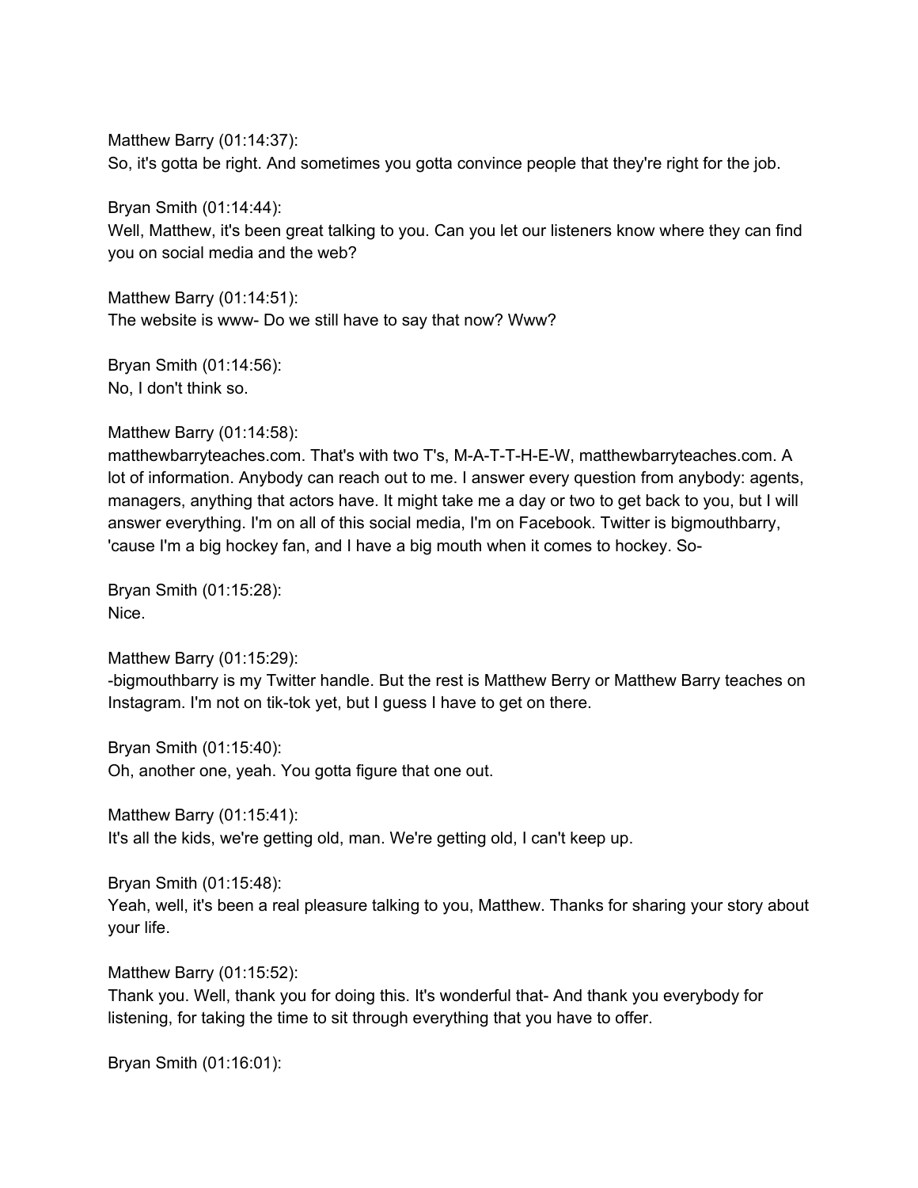Matthew Barry (01:14:37):
So, it's gotta be right. And sometimes you gotta convince people that they're right for the job.

Bryan Smith (01:14:44):
Well, Matthew, it's been great talking to you. Can you let our listeners know where they can find you on social media and the web?

Matthew Barry (01:14:51):
The website is www- Do we still have to say that now? Www?

Bryan Smith (01:14:56):
No, I don't think so.

Matthew Barry (01:14:58):
matthewbarryteaches.com. That's with two T's, M-A-T-T-H-E-W, matthewbarryteaches.com. A lot of information. Anybody can reach out to me. I answer every question from anybody: agents, managers, anything that actors have. It might take me a day or two to get back to you, but I will answer everything. I'm on all of this social media, I'm on Facebook. Twitter is bigmouthbarry, 'cause I'm a big hockey fan, and I have a big mouth when it comes to hockey. So-

Bryan Smith (01:15:28):
Nice.

Matthew Barry (01:15:29):
-bigmouthbarry is my Twitter handle. But the rest is Matthew Berry or Matthew Barry teaches on Instagram. I'm not on tik-tok yet, but I guess I have to get on there.

Bryan Smith (01:15:40):
Oh, another one, yeah. You gotta figure that one out.

Matthew Barry (01:15:41):
It's all the kids, we're getting old, man. We're getting old, I can't keep up.

Bryan Smith (01:15:48):
Yeah, well, it's been a real pleasure talking to you, Matthew. Thanks for sharing your story about your life.

Matthew Barry (01:15:52):
Thank you. Well, thank you for doing this. It's wonderful that- And thank you everybody for listening, for taking the time to sit through everything that you have to offer.

Bryan Smith (01:16:01):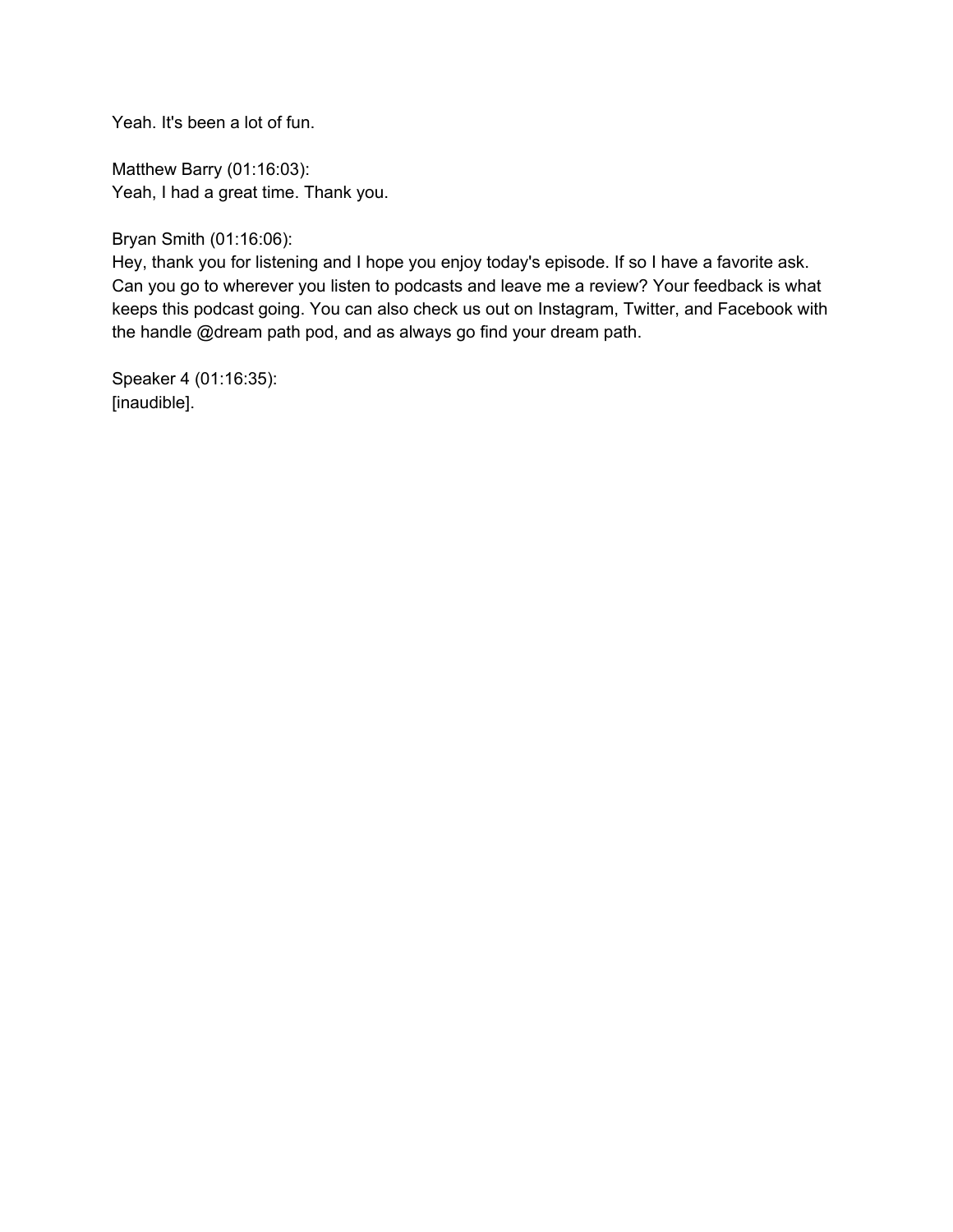Yeah. It's been a lot of fun.

Matthew Barry (01:16:03):
Yeah, I had a great time. Thank you.

Bryan Smith (01:16:06):
Hey, thank you for listening and I hope you enjoy today's episode. If so I have a favorite ask. Can you go to wherever you listen to podcasts and leave me a review? Your feedback is what keeps this podcast going. You can also check us out on Instagram, Twitter, and Facebook with the handle @dream path pod, and as always go find your dream path.

Speaker 4 (01:16:35):
[inaudible].